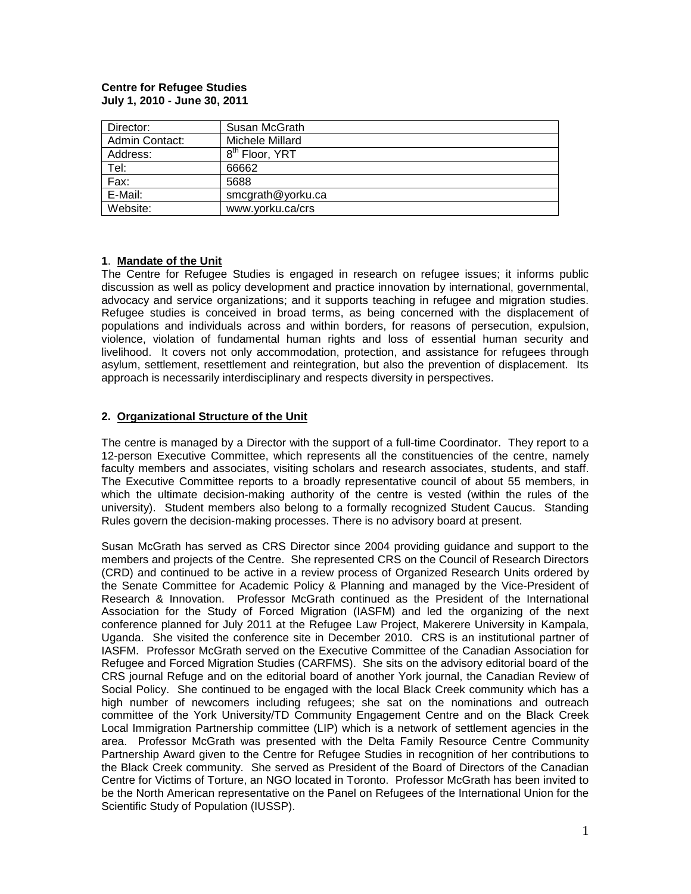**Centre for Refugee Studies**
**July 1, 2010 - June 30, 2011**

| | |
|---|---|
| Director: | Susan McGrath |
| Admin Contact: | Michele Millard |
| Address: | 8th Floor, YRT |
| Tel: | 66662 |
| Fax: | 5688 |
| E-Mail: | smcgrath@yorku.ca |
| Website: | www.yorku.ca/crs |

**1**. **Mandate of the Unit**

The Centre for Refugee Studies is engaged in research on refugee issues; it informs public discussion as well as policy development and practice innovation by international, governmental, advocacy and service organizations; and it supports teaching in refugee and migration studies. Refugee studies is conceived in broad terms, as being concerned with the displacement of populations and individuals across and within borders, for reasons of persecution, expulsion, violence, violation of fundamental human rights and loss of essential human security and livelihood. It covers not only accommodation, protection, and assistance for refugees through asylum, settlement, resettlement and reintegration, but also the prevention of displacement. Its approach is necessarily interdisciplinary and respects diversity in perspectives.

**2. Organizational Structure of the Unit**

The centre is managed by a Director with the support of a full-time Coordinator. They report to a 12-person Executive Committee, which represents all the constituencies of the centre, namely faculty members and associates, visiting scholars and research associates, students, and staff. The Executive Committee reports to a broadly representative council of about 55 members, in which the ultimate decision-making authority of the centre is vested (within the rules of the university). Student members also belong to a formally recognized Student Caucus. Standing Rules govern the decision-making processes. There is no advisory board at present.

Susan McGrath has served as CRS Director since 2004 providing guidance and support to the members and projects of the Centre. She represented CRS on the Council of Research Directors (CRD) and continued to be active in a review process of Organized Research Units ordered by the Senate Committee for Academic Policy & Planning and managed by the Vice-President of Research & Innovation. Professor McGrath continued as the President of the International Association for the Study of Forced Migration (IASFM) and led the organizing of the next conference planned for July 2011 at the Refugee Law Project, Makerere University in Kampala, Uganda. She visited the conference site in December 2010. CRS is an institutional partner of IASFM. Professor McGrath served on the Executive Committee of the Canadian Association for Refugee and Forced Migration Studies (CARFMS). She sits on the advisory editorial board of the CRS journal Refuge and on the editorial board of another York journal, the Canadian Review of Social Policy. She continued to be engaged with the local Black Creek community which has a high number of newcomers including refugees; she sat on the nominations and outreach committee of the York University/TD Community Engagement Centre and on the Black Creek Local Immigration Partnership committee (LIP) which is a network of settlement agencies in the area. Professor McGrath was presented with the Delta Family Resource Centre Community Partnership Award given to the Centre for Refugee Studies in recognition of her contributions to the Black Creek community. She served as President of the Board of Directors of the Canadian Centre for Victims of Torture, an NGO located in Toronto. Professor McGrath has been invited to be the North American representative on the Panel on Refugees of the International Union for the Scientific Study of Population (IUSSP).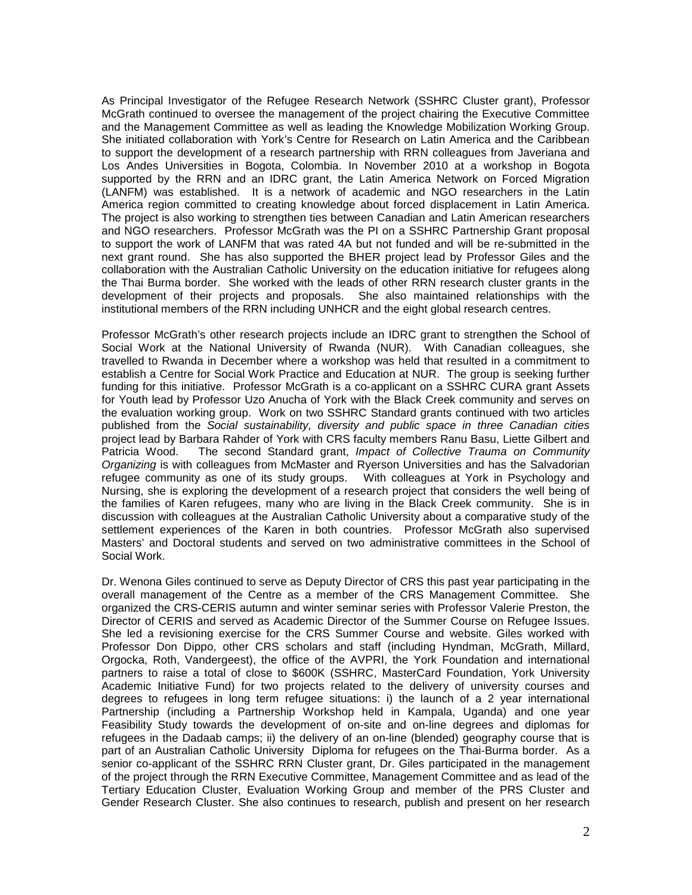As Principal Investigator of the Refugee Research Network (SSHRC Cluster grant), Professor McGrath continued to oversee the management of the project chairing the Executive Committee and the Management Committee as well as leading the Knowledge Mobilization Working Group. She initiated collaboration with York's Centre for Research on Latin America and the Caribbean to support the development of a research partnership with RRN colleagues from Javeriana and Los Andes Universities in Bogota, Colombia. In November 2010 at a workshop in Bogota supported by the RRN and an IDRC grant, the Latin America Network on Forced Migration (LANFM) was established. It is a network of academic and NGO researchers in the Latin America region committed to creating knowledge about forced displacement in Latin America. The project is also working to strengthen ties between Canadian and Latin American researchers and NGO researchers. Professor McGrath was the PI on a SSHRC Partnership Grant proposal to support the work of LANFM that was rated 4A but not funded and will be re-submitted in the next grant round. She has also supported the BHER project lead by Professor Giles and the collaboration with the Australian Catholic University on the education initiative for refugees along the Thai Burma border. She worked with the leads of other RRN research cluster grants in the development of their projects and proposals. She also maintained relationships with the institutional members of the RRN including UNHCR and the eight global research centres.

Professor McGrath's other research projects include an IDRC grant to strengthen the School of Social Work at the National University of Rwanda (NUR). With Canadian colleagues, she travelled to Rwanda in December where a workshop was held that resulted in a commitment to establish a Centre for Social Work Practice and Education at NUR. The group is seeking further funding for this initiative. Professor McGrath is a co-applicant on a SSHRC CURA grant Assets for Youth lead by Professor Uzo Anucha of York with the Black Creek community and serves on the evaluation working group. Work on two SSHRC Standard grants continued with two articles published from the *Social sustainability, diversity and public space in three Canadian cities* project lead by Barbara Rahder of York with CRS faculty members Ranu Basu, Liette Gilbert and Patricia Wood. The second Standard grant, *Impact of Collective Trauma on Community Organizing* is with colleagues from McMaster and Ryerson Universities and has the Salvadorian refugee community as one of its study groups. With colleagues at York in Psychology and Nursing, she is exploring the development of a research project that considers the well being of the families of Karen refugees, many who are living in the Black Creek community. She is in discussion with colleagues at the Australian Catholic University about a comparative study of the settlement experiences of the Karen in both countries. Professor McGrath also supervised Masters' and Doctoral students and served on two administrative committees in the School of Social Work.

Dr. Wenona Giles continued to serve as Deputy Director of CRS this past year participating in the overall management of the Centre as a member of the CRS Management Committee. She organized the CRS-CERIS autumn and winter seminar series with Professor Valerie Preston, the Director of CERIS and served as Academic Director of the Summer Course on Refugee Issues. She led a revisioning exercise for the CRS Summer Course and website. Giles worked with Professor Don Dippo, other CRS scholars and staff (including Hyndman, McGrath, Millard, Orgocka, Roth, Vandergeest), the office of the AVPRI, the York Foundation and international partners to raise a total of close to \$600K (SSHRC, MasterCard Foundation, York University Academic Initiative Fund) for two projects related to the delivery of university courses and degrees to refugees in long term refugee situations: i) the launch of a 2 year international Partnership (including a Partnership Workshop held in Kampala, Uganda) and one year Feasibility Study towards the development of on-site and on-line degrees and diplomas for refugees in the Dadaab camps; ii) the delivery of an on-line (blended) geography course that is part of an Australian Catholic University Diploma for refugees on the Thai-Burma border. As a senior co-applicant of the SSHRC RRN Cluster grant, Dr. Giles participated in the management of the project through the RRN Executive Committee, Management Committee and as lead of the Tertiary Education Cluster, Evaluation Working Group and member of the PRS Cluster and Gender Research Cluster. She also continues to research, publish and present on her research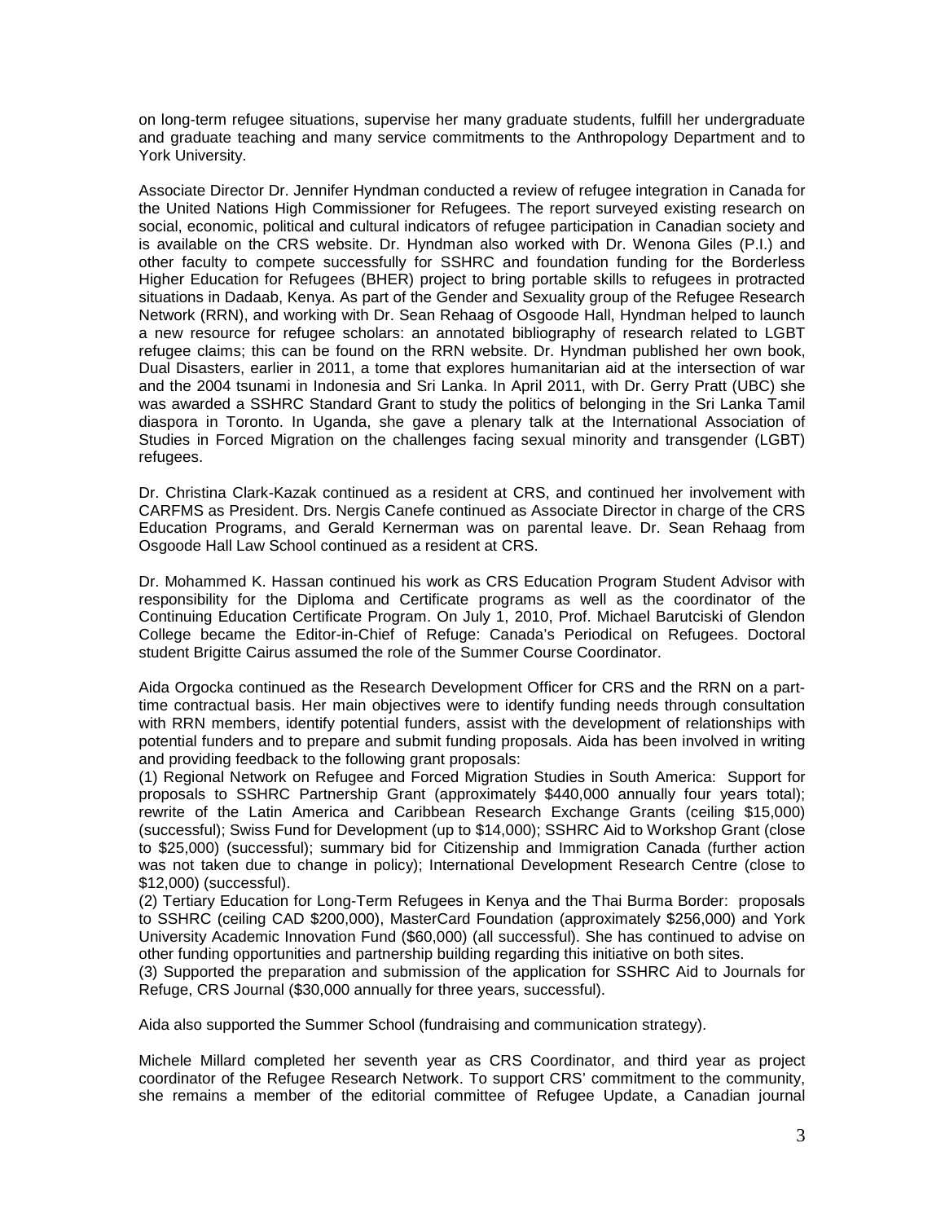on long-term refugee situations, supervise her many graduate students, fulfill her undergraduate and graduate teaching and many service commitments to the Anthropology Department and to York University.

Associate Director Dr. Jennifer Hyndman conducted a review of refugee integration in Canada for the United Nations High Commissioner for Refugees. The report surveyed existing research on social, economic, political and cultural indicators of refugee participation in Canadian society and is available on the CRS website. Dr. Hyndman also worked with Dr. Wenona Giles (P.I.) and other faculty to compete successfully for SSHRC and foundation funding for the Borderless Higher Education for Refugees (BHER) project to bring portable skills to refugees in protracted situations in Dadaab, Kenya. As part of the Gender and Sexuality group of the Refugee Research Network (RRN), and working with Dr. Sean Rehaag of Osgoode Hall, Hyndman helped to launch a new resource for refugee scholars: an annotated bibliography of research related to LGBT refugee claims; this can be found on the RRN website. Dr. Hyndman published her own book, Dual Disasters, earlier in 2011, a tome that explores humanitarian aid at the intersection of war and the 2004 tsunami in Indonesia and Sri Lanka. In April 2011, with Dr. Gerry Pratt (UBC) she was awarded a SSHRC Standard Grant to study the politics of belonging in the Sri Lanka Tamil diaspora in Toronto. In Uganda, she gave a plenary talk at the International Association of Studies in Forced Migration on the challenges facing sexual minority and transgender (LGBT) refugees.

Dr. Christina Clark-Kazak continued as a resident at CRS, and continued her involvement with CARFMS as President. Drs. Nergis Canefe continued as Associate Director in charge of the CRS Education Programs, and Gerald Kernerman was on parental leave. Dr. Sean Rehaag from Osgoode Hall Law School continued as a resident at CRS.

Dr. Mohammed K. Hassan continued his work as CRS Education Program Student Advisor with responsibility for the Diploma and Certificate programs as well as the coordinator of the Continuing Education Certificate Program. On July 1, 2010, Prof. Michael Barutciski of Glendon College became the Editor-in-Chief of Refuge: Canada's Periodical on Refugees. Doctoral student Brigitte Cairus assumed the role of the Summer Course Coordinator.

Aida Orgocka continued as the Research Development Officer for CRS and the RRN on a part-time contractual basis. Her main objectives were to identify funding needs through consultation with RRN members, identify potential funders, assist with the development of relationships with potential funders and to prepare and submit funding proposals. Aida has been involved in writing and providing feedback to the following grant proposals:
(1) Regional Network on Refugee and Forced Migration Studies in South America: Support for proposals to SSHRC Partnership Grant (approximately $440,000 annually four years total); rewrite of the Latin America and Caribbean Research Exchange Grants (ceiling $15,000) (successful); Swiss Fund for Development (up to $14,000); SSHRC Aid to Workshop Grant (close to $25,000) (successful); summary bid for Citizenship and Immigration Canada (further action was not taken due to change in policy); International Development Research Centre (close to $12,000) (successful).
(2) Tertiary Education for Long-Term Refugees in Kenya and the Thai Burma Border: proposals to SSHRC (ceiling CAD $200,000), MasterCard Foundation (approximately $256,000) and York University Academic Innovation Fund ($60,000) (all successful). She has continued to advise on other funding opportunities and partnership building regarding this initiative on both sites.
(3) Supported the preparation and submission of the application for SSHRC Aid to Journals for Refuge, CRS Journal ($30,000 annually for three years, successful).

Aida also supported the Summer School (fundraising and communication strategy).

Michele Millard completed her seventh year as CRS Coordinator, and third year as project coordinator of the Refugee Research Network. To support CRS' commitment to the community, she remains a member of the editorial committee of Refugee Update, a Canadian journal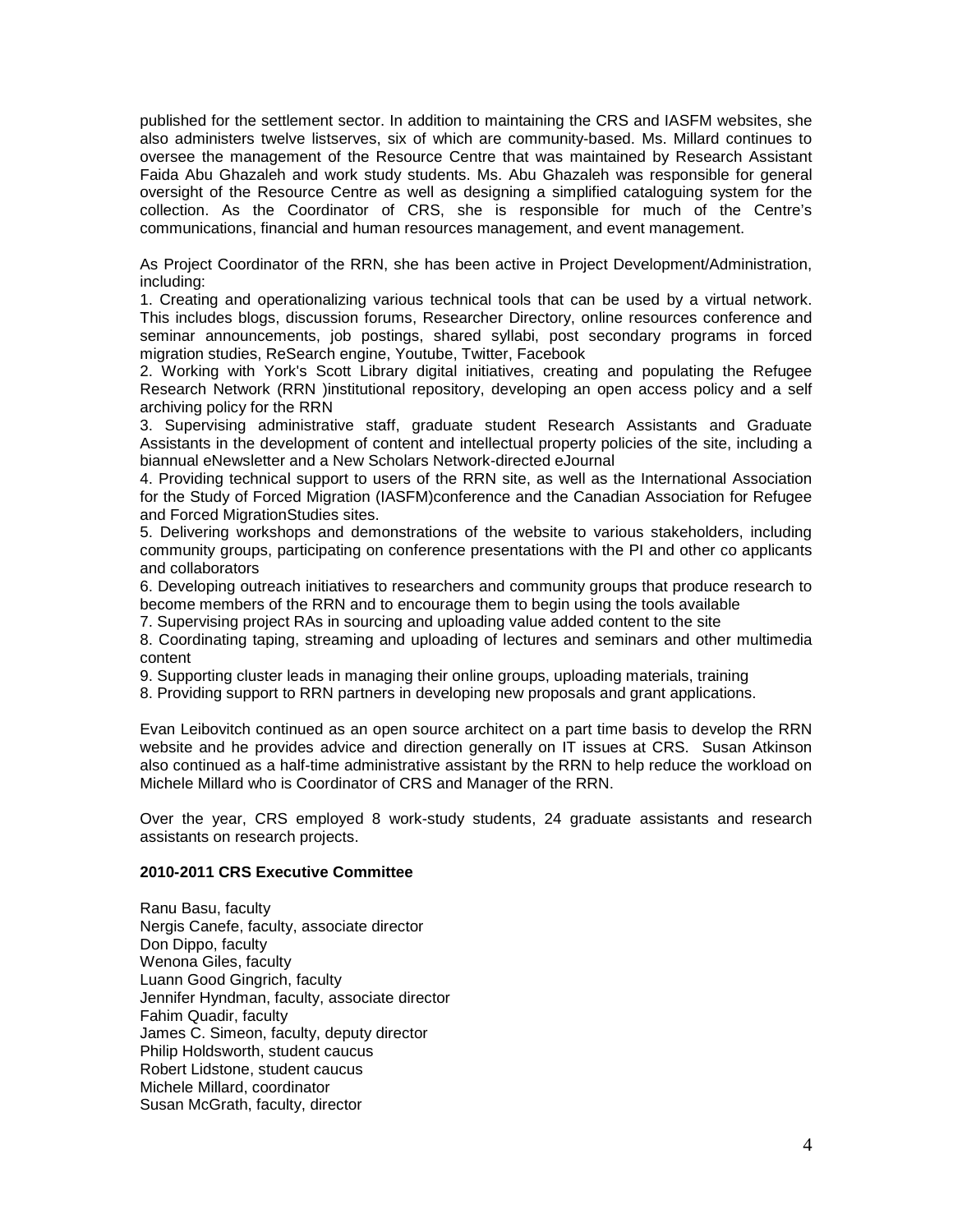published for the settlement sector. In addition to maintaining the CRS and IASFM websites, she also administers twelve listserves, six of which are community-based. Ms. Millard continues to oversee the management of the Resource Centre that was maintained by Research Assistant Faida Abu Ghazaleh and work study students. Ms. Abu Ghazaleh was responsible for general oversight of the Resource Centre as well as designing a simplified cataloguing system for the collection. As the Coordinator of CRS, she is responsible for much of the Centre's communications, financial and human resources management, and event management.

As Project Coordinator of the RRN, she has been active in Project Development/Administration, including:

1. Creating and operationalizing various technical tools that can be used by a virtual network. This includes blogs, discussion forums, Researcher Directory, online resources conference and seminar announcements, job postings, shared syllabi, post secondary programs in forced migration studies, ReSearch engine, Youtube, Twitter, Facebook
2. Working with York's Scott Library digital initiatives, creating and populating the Refugee Research Network (RRN )institutional repository, developing an open access policy and a self archiving policy for the RRN
3. Supervising administrative staff, graduate student Research Assistants and Graduate Assistants in the development of content and intellectual property policies of the site, including a biannual eNewsletter and a New Scholars Network-directed eJournal
4. Providing technical support to users of the RRN site, as well as the International Association for the Study of Forced Migration (IASFM)conference and the Canadian Association for Refugee and Forced MigrationStudies sites.
5. Delivering workshops and demonstrations of the website to various stakeholders, including community groups, participating on conference presentations with the PI and other co applicants and collaborators
6. Developing outreach initiatives to researchers and community groups that produce research to become members of the RRN and to encourage them to begin using the tools available
7. Supervising project RAs in sourcing and uploading value added content to the site
8. Coordinating taping, streaming and uploading of lectures and seminars and other multimedia content
9. Supporting cluster leads in managing their online groups, uploading materials, training

8\. Providing support to RRN partners in developing new proposals and grant applications.

Evan Leibovitch continued as an open source architect on a part time basis to develop the RRN website and he provides advice and direction generally on IT issues at CRS. Susan Atkinson also continued as a half-time administrative assistant by the RRN to help reduce the workload on Michele Millard who is Coordinator of CRS and Manager of the RRN.

Over the year, CRS employed 8 work-study students, 24 graduate assistants and research assistants on research projects.

**2010-2011 CRS Executive Committee**

Ranu Basu, faculty
Nergis Canefe, faculty, associate director
Don Dippo, faculty
Wenona Giles, faculty
Luann Good Gingrich, faculty
Jennifer Hyndman, faculty, associate director
Fahim Quadir, faculty
James C. Simeon, faculty, deputy director
Philip Holdsworth, student caucus
Robert Lidstone, student caucus
Michele Millard, coordinator
Susan McGrath, faculty, director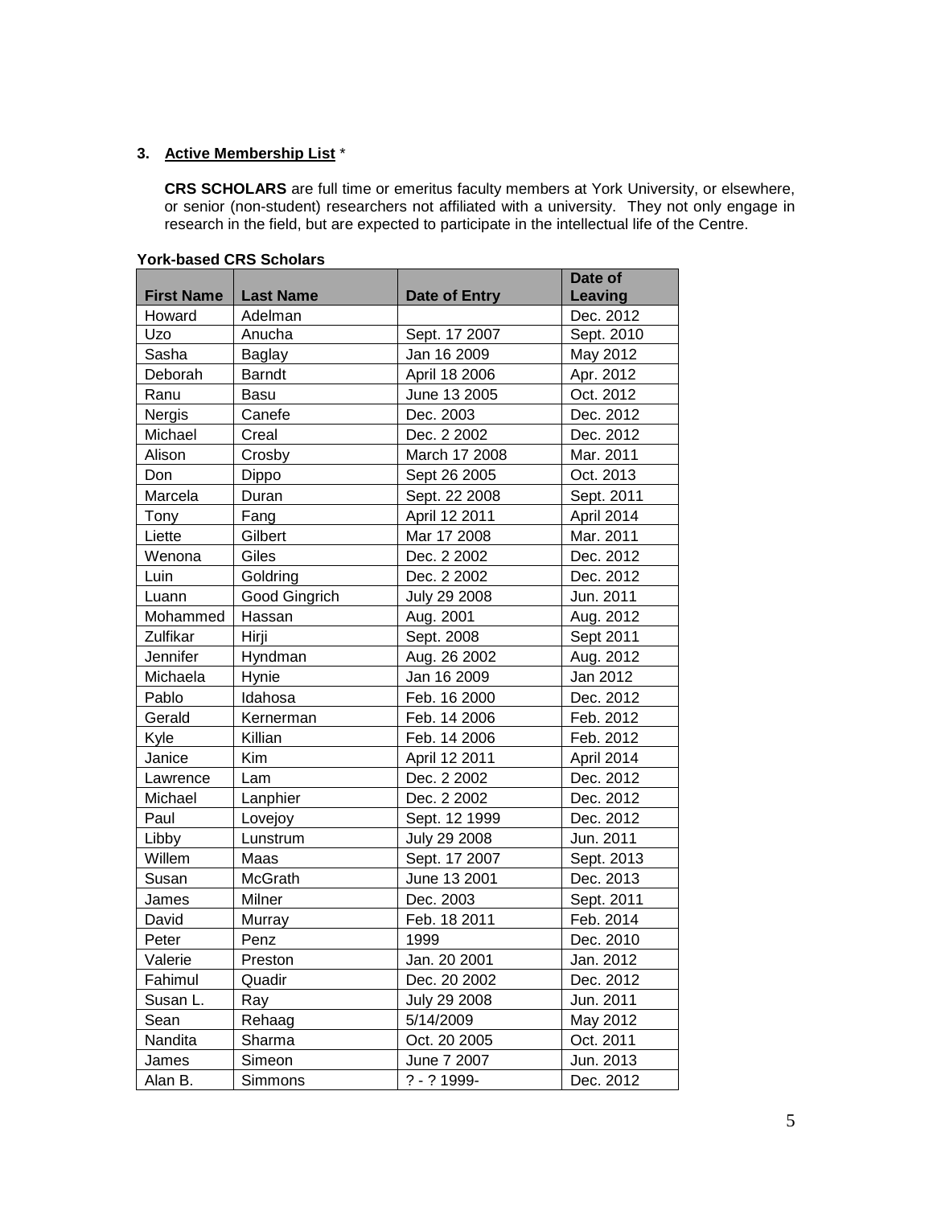### 3. Active Membership List *

**CRS SCHOLARS** are full time or emeritus faculty members at York University, or elsewhere, or senior (non-student) researchers not affiliated with a university. They not only engage in research in the field, but are expected to participate in the intellectual life of the Centre.

**York-based CRS Scholars**

| First Name | Last Name | Date of Entry | Date of Leaving |
|---|---|---|---|
| Howard | Adelman | | Dec. 2012 |
| Uzo | Anucha | Sept. 17 2007 | Sept. 2010 |
| Sasha | Baglay | Jan 16 2009 | May 2012 |
| Deborah | Barndt | April 18 2006 | Apr. 2012 |
| Ranu | Basu | June 13 2005 | Oct. 2012 |
| Nergis | Canefe | Dec. 2003 | Dec. 2012 |
| Michael | Creal | Dec. 2 2002 | Dec. 2012 |
| Alison | Crosby | March 17 2008 | Mar. 2011 |
| Don | Dippo | Sept 26 2005 | Oct. 2013 |
| Marcela | Duran | Sept. 22 2008 | Sept. 2011 |
| Tony | Fang | April 12 2011 | April 2014 |
| Liette | Gilbert | Mar 17 2008 | Mar. 2011 |
| Wenona | Giles | Dec. 2 2002 | Dec. 2012 |
| Luin | Goldring | Dec. 2 2002 | Dec. 2012 |
| Luann | Good Gingrich | July 29 2008 | Jun. 2011 |
| Mohammed | Hassan | Aug. 2001 | Aug. 2012 |
| Zulfikar | Hirji | Sept. 2008 | Sept 2011 |
| Jennifer | Hyndman | Aug. 26 2002 | Aug. 2012 |
| Michaela | Hynie | Jan 16 2009 | Jan 2012 |
| Pablo | Idahosa | Feb. 16 2000 | Dec. 2012 |
| Gerald | Kernerman | Feb. 14 2006 | Feb. 2012 |
| Kyle | Killian | Feb. 14 2006 | Feb. 2012 |
| Janice | Kim | April 12 2011 | April 2014 |
| Lawrence | Lam | Dec. 2 2002 | Dec. 2012 |
| Michael | Lanphier | Dec. 2 2002 | Dec. 2012 |
| Paul | Lovejoy | Sept. 12 1999 | Dec. 2012 |
| Libby | Lunstrum | July 29 2008 | Jun. 2011 |
| Willem | Maas | Sept. 17 2007 | Sept. 2013 |
| Susan | McGrath | June 13 2001 | Dec. 2013 |
| James | Milner | Dec. 2003 | Sept. 2011 |
| David | Murray | Feb. 18 2011 | Feb. 2014 |
| Peter | Penz | 1999 | Dec. 2010 |
| Valerie | Preston | Jan. 20 2001 | Jan. 2012 |
| Fahimul | Quadir | Dec. 20 2002 | Dec. 2012 |
| Susan L. | Ray | July 29 2008 | Jun. 2011 |
| Sean | Rehaag | 5/14/2009 | May 2012 |
| Nandita | Sharma | Oct. 20 2005 | Oct. 2011 |
| James | Simeon | June 7 2007 | Jun. 2013 |
| Alan B. | Simmons | ? - ? 1999- | Dec. 2012 |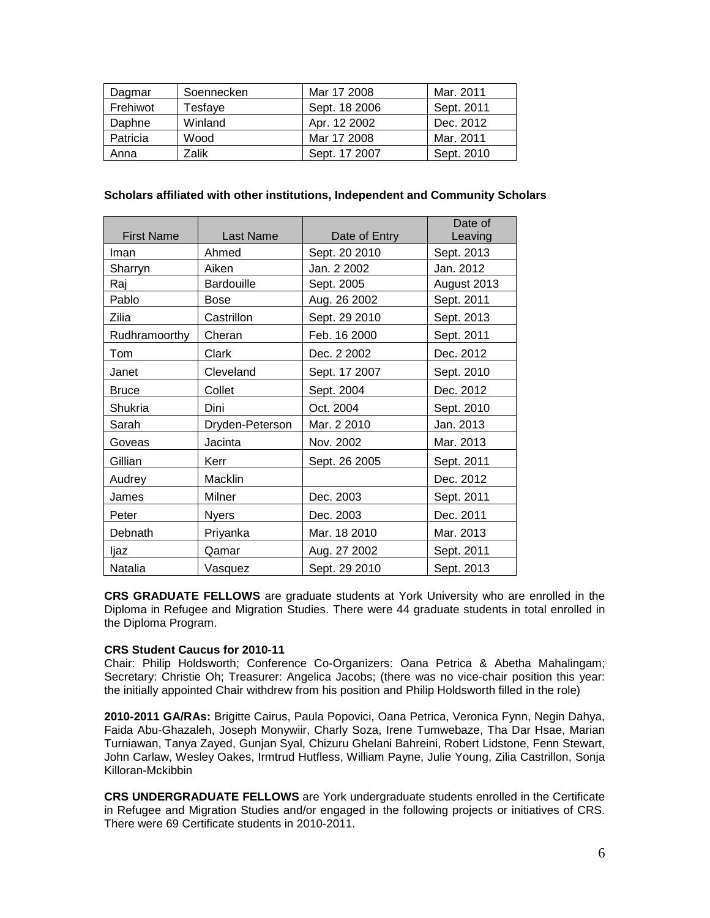| Dagmar | Soennecken | Mar 17 2008 | Mar. 2011 |
| --- | --- | --- | --- |
| Frehiwot | Tesfaye | Sept. 18 2006 | Sept. 2011 |
| Daphne | Winland | Apr. 12 2002 | Dec. 2012 |
| Patricia | Wood | Mar 17 2008 | Mar. 2011 |
| Anna | Zalik | Sept. 17 2007 | Sept. 2010 |

**Scholars affiliated with other institutions, Independent and Community Scholars**

| First Name | Last Name | Date of Entry | Date of Leaving |
| --- | --- | --- | --- |
| Iman | Ahmed | Sept. 20 2010 | Sept. 2013 |
| Sharryn | Aiken | Jan. 2 2002 | Jan. 2012 |
| Raj | Bardouille | Sept. 2005 | August 2013 |
| Pablo | Bose | Aug. 26 2002 | Sept. 2011 |
| Zilia | Castrillon | Sept. 29 2010 | Sept. 2013 |
| Rudhramoorthy | Cheran | Feb. 16 2000 | Sept. 2011 |
| Tom | Clark | Dec. 2 2002 | Dec. 2012 |
| Janet | Cleveland | Sept. 17 2007 | Sept. 2010 |
| Bruce | Collet | Sept. 2004 | Dec. 2012 |
| Shukria | Dini | Oct. 2004 | Sept. 2010 |
| Sarah | Dryden-Peterson | Mar. 2 2010 | Jan. 2013 |
| Goveas | Jacinta | Nov. 2002 | Mar. 2013 |
| Gillian | Kerr | Sept. 26 2005 | Sept. 2011 |
| Audrey | Macklin | | Dec. 2012 |
| James | Milner | Dec. 2003 | Sept. 2011 |
| Peter | Nyers | Dec. 2003 | Dec. 2011 |
| Debnath | Priyanka | Mar. 18 2010 | Mar. 2013 |
| Ijaz | Qamar | Aug. 27 2002 | Sept. 2011 |
| Natalia | Vasquez | Sept. 29 2010 | Sept. 2013 |

**CRS GRADUATE FELLOWS** are graduate students at York University who are enrolled in the Diploma in Refugee and Migration Studies. There were 44 graduate students in total enrolled in the Diploma Program.

**CRS Student Caucus for 2010-11**
Chair: Philip Holdsworth; Conference Co-Organizers: Oana Petrica & Abetha Mahalingam; Secretary: Christie Oh; Treasurer: Angelica Jacobs; (there was no vice-chair position this year: the initially appointed Chair withdrew from his position and Philip Holdsworth filled in the role)

**2010-2011 GA/RAs:** Brigitte Cairus, Paula Popovici, Oana Petrica, Veronica Fynn, Negin Dahya, Faida Abu-Ghazaleh, Joseph Monywiir, Charly Soza, Irene Tumwebaze, Tha Dar Hsae, Marian Turniawan, Tanya Zayed, Gunjan Syal, Chizuru Ghelani Bahreini, Robert Lidstone, Fenn Stewart, John Carlaw, Wesley Oakes, Irmtrud Hutfless, William Payne, Julie Young, Zilia Castrillon, Sonja Killoran-Mckibbin

**CRS UNDERGRADUATE FELLOWS** are York undergraduate students enrolled in the Certificate in Refugee and Migration Studies and/or engaged in the following projects or initiatives of CRS. There were 69 Certificate students in 2010-2011.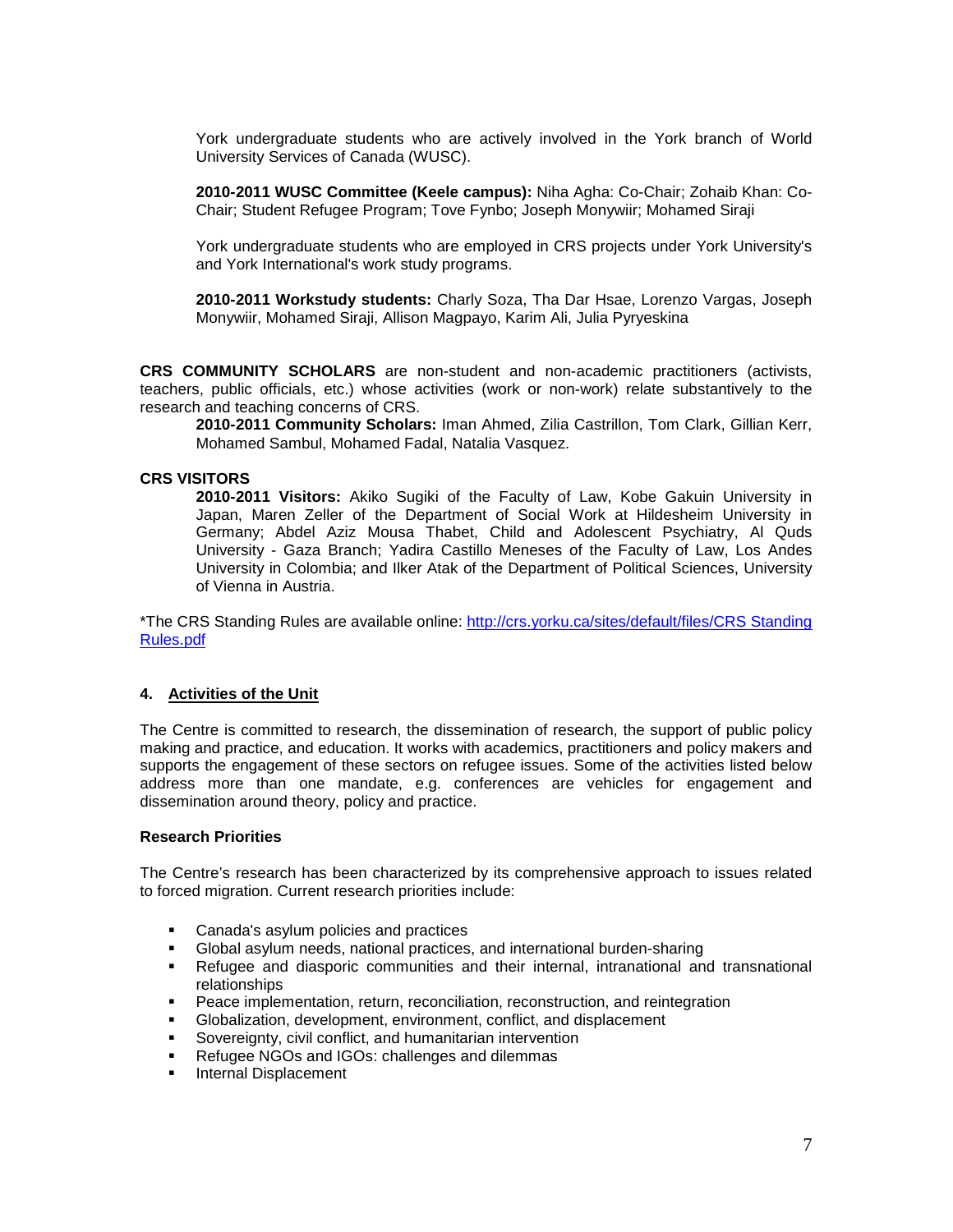York undergraduate students who are actively involved in the York branch of World University Services of Canada (WUSC).

**2010-2011 WUSC Committee (Keele campus):** Niha Agha: Co-Chair; Zohaib Khan: Co-Chair; Student Refugee Program; Tove Fynbo; Joseph Monywiir; Mohamed Siraji

York undergraduate students who are employed in CRS projects under York University's and York International's work study programs.

**2010-2011 Workstudy students:** Charly Soza, Tha Dar Hsae, Lorenzo Vargas, Joseph Monywiir, Mohamed Siraji, Allison Magpayo, Karim Ali, Julia Pyryeskina

**CRS COMMUNITY SCHOLARS** are non-student and non-academic practitioners (activists, teachers, public officials, etc.) whose activities (work or non-work) relate substantively to the research and teaching concerns of CRS.

**2010-2011 Community Scholars:** Iman Ahmed, Zilia Castrillon, Tom Clark, Gillian Kerr, Mohamed Sambul, Mohamed Fadal, Natalia Vasquez.

**CRS VISITORS**

**2010-2011 Visitors:** Akiko Sugiki of the Faculty of Law, Kobe Gakuin University in Japan, Maren Zeller of the Department of Social Work at Hildesheim University in Germany; Abdel Aziz Mousa Thabet, Child and Adolescent Psychiatry, Al Quds University - Gaza Branch; Yadira Castillo Meneses of the Faculty of Law, Los Andes University in Colombia; and Ilker Atak of the Department of Political Sciences, University of Vienna in Austria.

*The CRS Standing Rules are available online: [http://crs.yorku.ca/sites/default/files/CRS Standing Rules.pdf](http://crs.yorku.ca/sites/default/files/CRS Standing Rules.pdf)

## 4. Activities of the Unit

The Centre is committed to research, the dissemination of research, the support of public policy making and practice, and education. It works with academics, practitioners and policy makers and supports the engagement of these sectors on refugee issues. Some of the activities listed below address more than one mandate, e.g. conferences are vehicles for engagement and dissemination around theory, policy and practice.

### Research Priorities

The Centre's research has been characterized by its comprehensive approach to issues related to forced migration. Current research priorities include:

- Canada's asylum policies and practices
- Global asylum needs, national practices, and international burden-sharing
- Refugee and diasporic communities and their internal, intranational and transnational relationships
- Peace implementation, return, reconciliation, reconstruction, and reintegration
- Globalization, development, environment, conflict, and displacement
- Sovereignty, civil conflict, and humanitarian intervention
- Refugee NGOs and IGOs: challenges and dilemmas
- Internal Displacement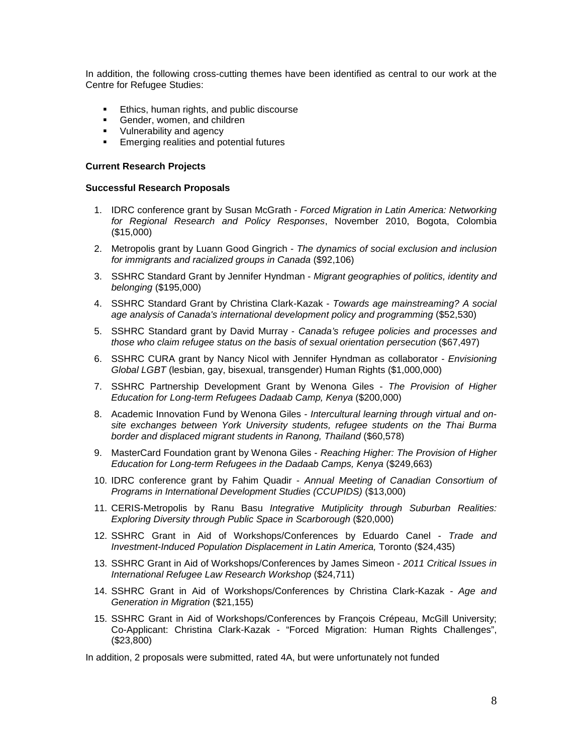In addition, the following cross-cutting themes have been identified as central to our work at the Centre for Refugee Studies:

- Ethics, human rights, and public discourse
- Gender, women, and children
- Vulnerability and agency
- Emerging realities and potential futures

**Current Research Projects**

**Successful Research Proposals**

1. IDRC conference grant by Susan McGrath - *Forced Migration in Latin America: Networking for Regional Research and Policy Responses*, November 2010, Bogota, Colombia ($15,000)
2. Metropolis grant by Luann Good Gingrich - *The dynamics of social exclusion and inclusion for immigrants and racialized groups in Canada* ($92,106)
3. SSHRC Standard Grant by Jennifer Hyndman - *Migrant geographies of politics, identity and belonging* ($195,000)
4. SSHRC Standard Grant by Christina Clark-Kazak - *Towards age mainstreaming? A social age analysis of Canada's international development policy and programming* ($52,530)
5. SSHRC Standard grant by David Murray - *Canada's refugee policies and processes and those who claim refugee status on the basis of sexual orientation persecution* ($67,497)
6. SSHRC CURA grant by Nancy Nicol with Jennifer Hyndman as collaborator - *Envisioning Global LGBT* (lesbian, gay, bisexual, transgender) Human Rights ($1,000,000)
7. SSHRC Partnership Development Grant by Wenona Giles - *The Provision of Higher Education for Long-term Refugees Dadaab Camp, Kenya* ($200,000)
8. Academic Innovation Fund by Wenona Giles - *Intercultural learning through virtual and on-site exchanges between York University students, refugee students on the Thai Burma border and displaced migrant students in Ranong, Thailand* ($60,578)
9. MasterCard Foundation grant by Wenona Giles - *Reaching Higher: The Provision of Higher Education for Long-term Refugees in the Dadaab Camps, Kenya* ($249,663)
10. IDRC conference grant by Fahim Quadir - *Annual Meeting of Canadian Consortium of Programs in International Development Studies (CCUPIDS)* ($13,000)
11. CERIS-Metropolis by Ranu Basu *Integrative Mutiplicity through Suburban Realities: Exploring Diversity through Public Space in Scarborough* ($20,000)
12. SSHRC Grant in Aid of Workshops/Conferences by Eduardo Canel - *Trade and Investment-Induced Population Displacement in Latin America,* Toronto ($24,435)
13. SSHRC Grant in Aid of Workshops/Conferences by James Simeon - *2011 Critical Issues in International Refugee Law Research Workshop* ($24,711)
14. SSHRC Grant in Aid of Workshops/Conferences by Christina Clark-Kazak - *Age and Generation in Migration* ($21,155)
15. SSHRC Grant in Aid of Workshops/Conferences by François Crépeau, McGill University; Co-Applicant: Christina Clark-Kazak - "Forced Migration: Human Rights Challenges", ($23,800)

In addition, 2 proposals were submitted, rated 4A, but were unfortunately not funded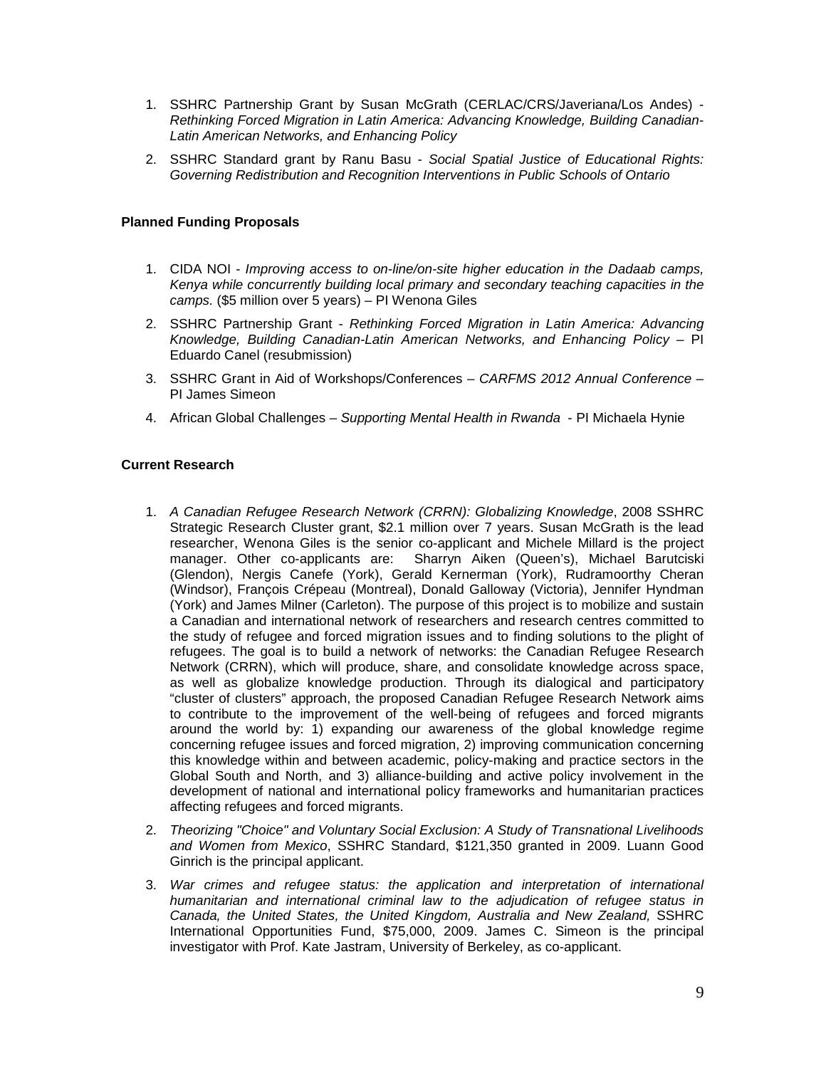1. SSHRC Partnership Grant by Susan McGrath (CERLAC/CRS/Javeriana/Los Andes) - *Rethinking Forced Migration in Latin America: Advancing Knowledge, Building Canadian-Latin American Networks, and Enhancing Policy*

2. SSHRC Standard grant by Ranu Basu - *Social Spatial Justice of Educational Rights: Governing Redistribution and Recognition Interventions in Public Schools of Ontario*

**Planned Funding Proposals**

1. CIDA NOI - *Improving access to on-line/on-site higher education in the Dadaab camps, Kenya while concurrently building local primary and secondary teaching capacities in the camps.* ($5 million over 5 years) – PI Wenona Giles

2. SSHRC Partnership Grant - *Rethinking Forced Migration in Latin America: Advancing Knowledge, Building Canadian-Latin American Networks, and Enhancing Policy* – PI Eduardo Canel (resubmission)

3. SSHRC Grant in Aid of Workshops/Conferences – *CARFMS 2012 Annual Conference* – PI James Simeon

4. African Global Challenges – *Supporting Mental Health in Rwanda* - PI Michaela Hynie

**Current Research**

1. *A Canadian Refugee Research Network (CRRN): Globalizing Knowledge*, 2008 SSHRC Strategic Research Cluster grant, $2.1 million over 7 years. Susan McGrath is the lead researcher, Wenona Giles is the senior co-applicant and Michele Millard is the project manager. Other co-applicants are: Sharryn Aiken (Queen's), Michael Barutciski (Glendon), Nergis Canefe (York), Gerald Kernerman (York), Rudramoorthy Cheran (Windsor), François Crépeau (Montreal), Donald Galloway (Victoria), Jennifer Hyndman (York) and James Milner (Carleton). The purpose of this project is to mobilize and sustain a Canadian and international network of researchers and research centres committed to the study of refugee and forced migration issues and to finding solutions to the plight of refugees. The goal is to build a network of networks: the Canadian Refugee Research Network (CRRN), which will produce, share, and consolidate knowledge across space, as well as globalize knowledge production. Through its dialogical and participatory "cluster of clusters" approach, the proposed Canadian Refugee Research Network aims to contribute to the improvement of the well-being of refugees and forced migrants around the world by: 1) expanding our awareness of the global knowledge regime concerning refugee issues and forced migration, 2) improving communication concerning this knowledge within and between academic, policy-making and practice sectors in the Global South and North, and 3) alliance-building and active policy involvement in the development of national and international policy frameworks and humanitarian practices affecting refugees and forced migrants.

2. *Theorizing "Choice" and Voluntary Social Exclusion: A Study of Transnational Livelihoods and Women from Mexico*, SSHRC Standard, $121,350 granted in 2009. Luann Good Ginrich is the principal applicant.

3. *War crimes and refugee status: the application and interpretation of international humanitarian and international criminal law to the adjudication of refugee status in Canada, the United States, the United Kingdom, Australia and New Zealand,* SSHRC International Opportunities Fund, $75,000, 2009. James C. Simeon is the principal investigator with Prof. Kate Jastram, University of Berkeley, as co-applicant.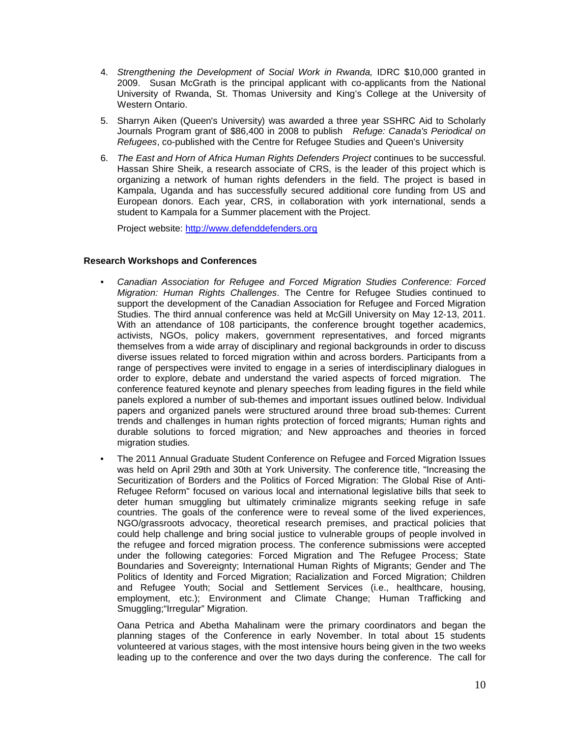4. *Strengthening the Development of Social Work in Rwanda,* IDRC $10,000 granted in 2009. Susan McGrath is the principal applicant with co-applicants from the National University of Rwanda, St. Thomas University and King's College at the University of Western Ontario.

5. Sharryn Aiken (Queen's University) was awarded a three year SSHRC Aid to Scholarly Journals Program grant of $86,400 in 2008 to publish *Refuge: Canada's Periodical on Refugees*, co-published with the Centre for Refugee Studies and Queen's University

6. *The East and Horn of Africa Human Rights Defenders Project* continues to be successful. Hassan Shire Sheik, a research associate of CRS, is the leader of this project which is organizing a network of human rights defenders in the field. The project is based in Kampala, Uganda and has successfully secured additional core funding from US and European donors. Each year, CRS, in collaboration with york international, sends a student to Kampala for a Summer placement with the Project.

   Project website: [http://www.defenddefenders.org](http://www.defenddefenders.org)

**Research Workshops and Conferences**

- *Canadian Association for Refugee and Forced Migration Studies Conference: Forced Migration: Human Rights Challenges*. The Centre for Refugee Studies continued to support the development of the Canadian Association for Refugee and Forced Migration Studies. The third annual conference was held at McGill University on May 12-13, 2011. With an attendance of 108 participants, the conference brought together academics, activists, NGOs, policy makers, government representatives, and forced migrants themselves from a wide array of disciplinary and regional backgrounds in order to discuss diverse issues related to forced migration within and across borders. Participants from a range of perspectives were invited to engage in a series of interdisciplinary dialogues in order to explore, debate and understand the varied aspects of forced migration. The conference featured keynote and plenary speeches from leading figures in the field while panels explored a number of sub-themes and important issues outlined below. Individual papers and organized panels were structured around three broad sub-themes: Current trends and challenges in human rights protection of forced migrants*;* Human rights and durable solutions to forced migration*;* and New approaches and theories in forced migration studies*.*

- The 2011 Annual Graduate Student Conference on Refugee and Forced Migration Issues was held on April 29th and 30th at York University. The conference title, "Increasing the Securitization of Borders and the Politics of Forced Migration: The Global Rise of Anti-Refugee Reform" focused on various local and international legislative bills that seek to deter human smuggling but ultimately criminalize migrants seeking refuge in safe countries. The goals of the conference were to reveal some of the lived experiences, NGO/grassroots advocacy, theoretical research premises, and practical policies that could help challenge and bring social justice to vulnerable groups of people involved in the refugee and forced migration process. The conference submissions were accepted under the following categories: Forced Migration and The Refugee Process; State Boundaries and Sovereignty; International Human Rights of Migrants; Gender and The Politics of Identity and Forced Migration; Racialization and Forced Migration; Children and Refugee Youth; Social and Settlement Services (i.e., healthcare, housing, employment, etc.); Environment and Climate Change; Human Trafficking and Smuggling;"Irregular" Migration.

  Oana Petrica and Abetha Mahalinam were the primary coordinators and began the planning stages of the Conference in early November. In total about 15 students volunteered at various stages, with the most intensive hours being given in the two weeks leading up to the conference and over the two days during the conference. The call for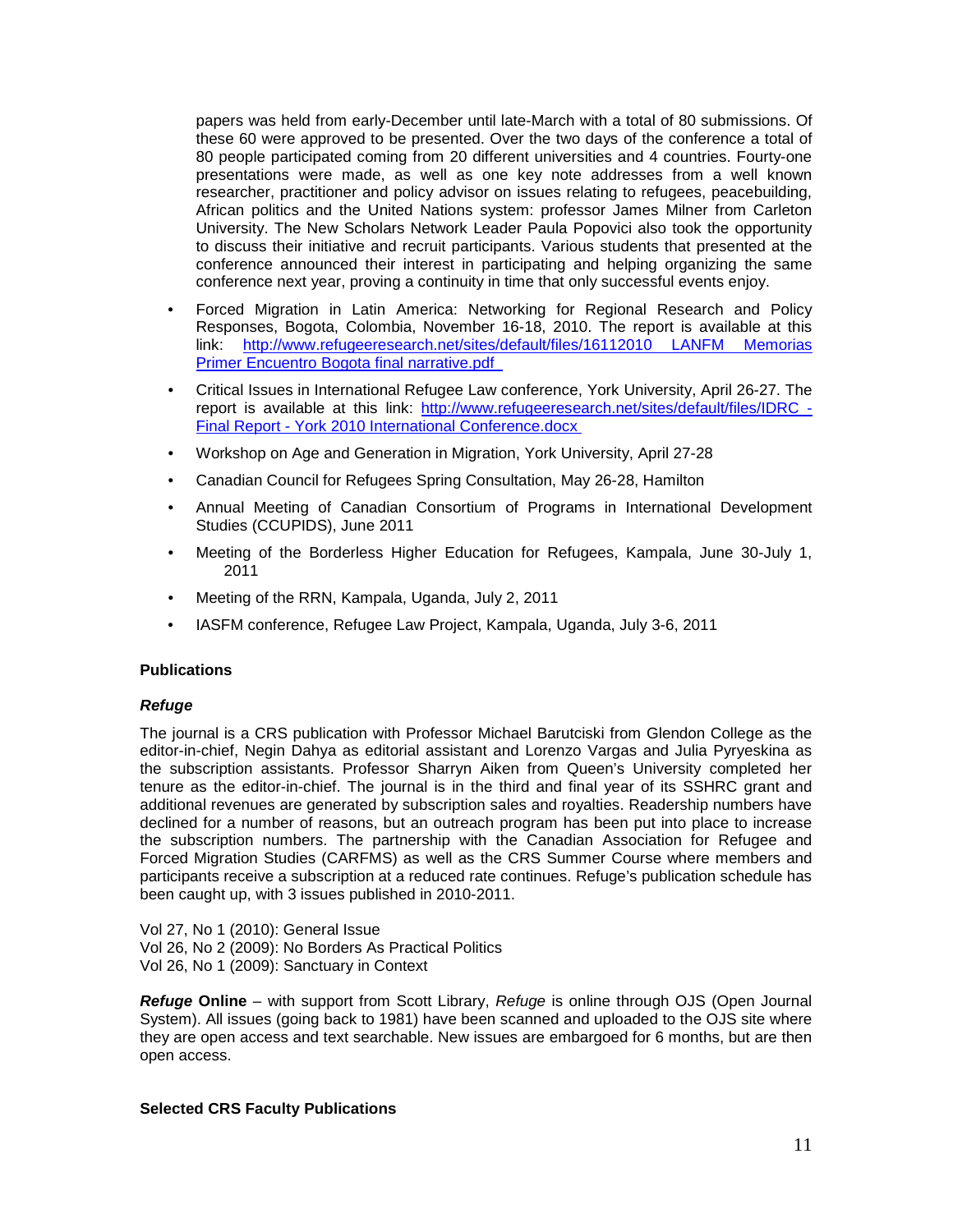papers was held from early-December until late-March with a total of 80 submissions. Of these 60 were approved to be presented. Over the two days of the conference a total of 80 people participated coming from 20 different universities and 4 countries. Fourty-one presentations were made, as well as one key note addresses from a well known researcher, practitioner and policy advisor on issues relating to refugees, peacebuilding, African politics and the United Nations system: professor James Milner from Carleton University. The New Scholars Network Leader Paula Popovici also took the opportunity to discuss their initiative and recruit participants. Various students that presented at the conference announced their interest in participating and helping organizing the same conference next year, proving a continuity in time that only successful events enjoy.

- Forced Migration in Latin America: Networking for Regional Research and Policy Responses, Bogota, Colombia, November 16-18, 2010. The report is available at this link: http://www.refugeeresearch.net/sites/default/files/16112010 LANFM Memorias Primer Encuentro Bogota final narrative.pdf
- Critical Issues in International Refugee Law conference, York University, April 26-27. The report is available at this link: http://www.refugeeresearch.net/sites/default/files/IDRC - Final Report - York 2010 International Conference.docx
- Workshop on Age and Generation in Migration, York University, April 27-28
- Canadian Council for Refugees Spring Consultation, May 26-28, Hamilton
- Annual Meeting of Canadian Consortium of Programs in International Development Studies (CCUPIDS), June 2011
- Meeting of the Borderless Higher Education for Refugees, Kampala, June 30-July 1, 2011
- Meeting of the RRN, Kampala, Uganda, July 2, 2011
- IASFM conference, Refugee Law Project, Kampala, Uganda, July 3-6, 2011

## Publications

### *Refuge*

The journal is a CRS publication with Professor Michael Barutciski from Glendon College as the editor-in-chief, Negin Dahya as editorial assistant and Lorenzo Vargas and Julia Pyryeskina as the subscription assistants. Professor Sharryn Aiken from Queen's University completed her tenure as the editor-in-chief. The journal is in the third and final year of its SSHRC grant and additional revenues are generated by subscription sales and royalties. Readership numbers have declined for a number of reasons, but an outreach program has been put into place to increase the subscription numbers. The partnership with the Canadian Association for Refugee and Forced Migration Studies (CARFMS) as well as the CRS Summer Course where members and participants receive a subscription at a reduced rate continues. Refuge's publication schedule has been caught up, with 3 issues published in 2010-2011.

Vol 27, No 1 (2010): General Issue
Vol 26, No 2 (2009): No Borders As Practical Politics
Vol 26, No 1 (2009): Sanctuary in Context

***Refuge* Online** – with support from Scott Library, *Refuge* is online through OJS (Open Journal System). All issues (going back to 1981) have been scanned and uploaded to the OJS site where they are open access and text searchable. New issues are embargoed for 6 months, but are then open access.

### Selected CRS Faculty Publications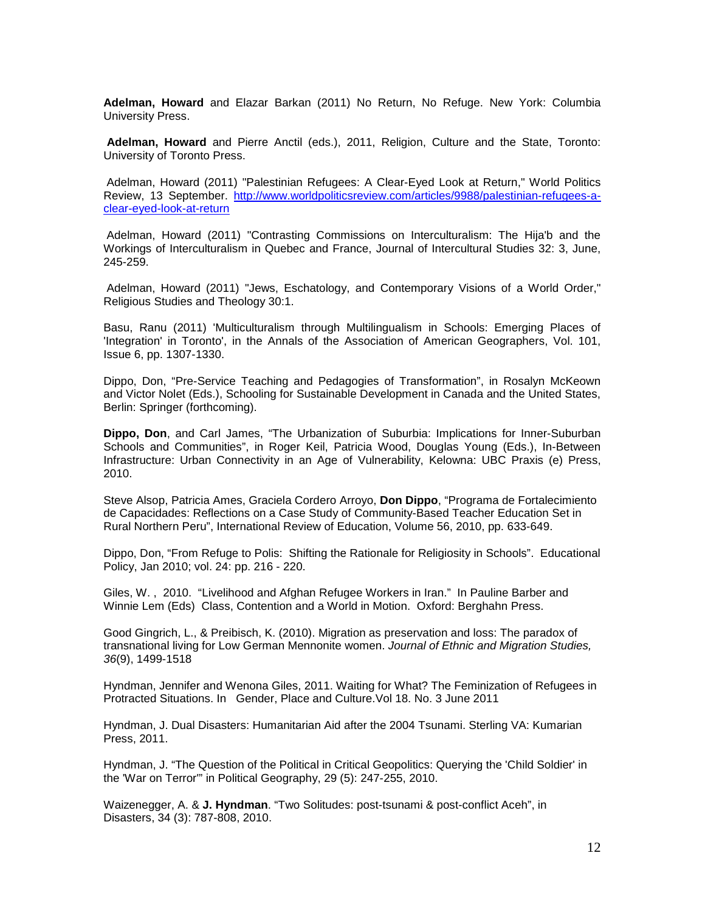**Adelman, Howard** and Elazar Barkan (2011) No Return, No Refuge. New York: Columbia University Press.

**Adelman, Howard** and Pierre Anctil (eds.), 2011, Religion, Culture and the State, Toronto: University of Toronto Press.

Adelman, Howard (2011) "Palestinian Refugees: A Clear-Eyed Look at Return," World Politics Review, 13 September. [http://www.worldpoliticsreview.com/articles/9988/palestinian-refugees-a-clear-eyed-look-at-return](http://www.worldpoliticsreview.com/articles/9988/palestinian-refugees-a-clear-eyed-look-at-return)

Adelman, Howard (2011) "Contrasting Commissions on Interculturalism: The Hija'b and the Workings of Interculturalism in Quebec and France, Journal of Intercultural Studies 32: 3, June, 245-259.

Adelman, Howard (2011) "Jews, Eschatology, and Contemporary Visions of a World Order," Religious Studies and Theology 30:1.

Basu, Ranu (2011) 'Multiculturalism through Multilingualism in Schools: Emerging Places of 'Integration' in Toronto', in the Annals of the Association of American Geographers, Vol. 101, Issue 6, pp. 1307-1330.

Dippo, Don, "Pre-Service Teaching and Pedagogies of Transformation", in Rosalyn McKeown and Victor Nolet (Eds.), Schooling for Sustainable Development in Canada and the United States, Berlin: Springer (forthcoming).

**Dippo, Don**, and Carl James, "The Urbanization of Suburbia: Implications for Inner-Suburban Schools and Communities", in Roger Keil, Patricia Wood, Douglas Young (Eds.), In-Between Infrastructure: Urban Connectivity in an Age of Vulnerability, Kelowna: UBC Praxis (e) Press, 2010.

Steve Alsop, Patricia Ames, Graciela Cordero Arroyo, **Don Dippo**, "Programa de Fortalecimiento de Capacidades: Reflections on a Case Study of Community-Based Teacher Education Set in Rural Northern Peru", International Review of Education, Volume 56, 2010, pp. 633-649.

Dippo, Don, "From Refuge to Polis: Shifting the Rationale for Religiosity in Schools". Educational Policy, Jan 2010; vol. 24: pp. 216 - 220.

Giles, W. , 2010. "Livelihood and Afghan Refugee Workers in Iran." In Pauline Barber and Winnie Lem (Eds) Class, Contention and a World in Motion. Oxford: Berghahn Press.

Good Gingrich, L., & Preibisch, K. (2010). Migration as preservation and loss: The paradox of transnational living for Low German Mennonite women. *Journal of Ethnic and Migration Studies, 36*(9), 1499-1518

Hyndman, Jennifer and Wenona Giles, 2011. Waiting for What? The Feminization of Refugees in Protracted Situations. In Gender, Place and Culture.Vol 18. No. 3 June 2011

Hyndman, J. Dual Disasters: Humanitarian Aid after the 2004 Tsunami. Sterling VA: Kumarian Press, 2011.

Hyndman, J. "The Question of the Political in Critical Geopolitics: Querying the 'Child Soldier' in the 'War on Terror'" in Political Geography, 29 (5): 247-255, 2010.

Waizenegger, A. & **J. Hyndman**. "Two Solitudes: post-tsunami & post-conflict Aceh", in Disasters, 34 (3): 787-808, 2010.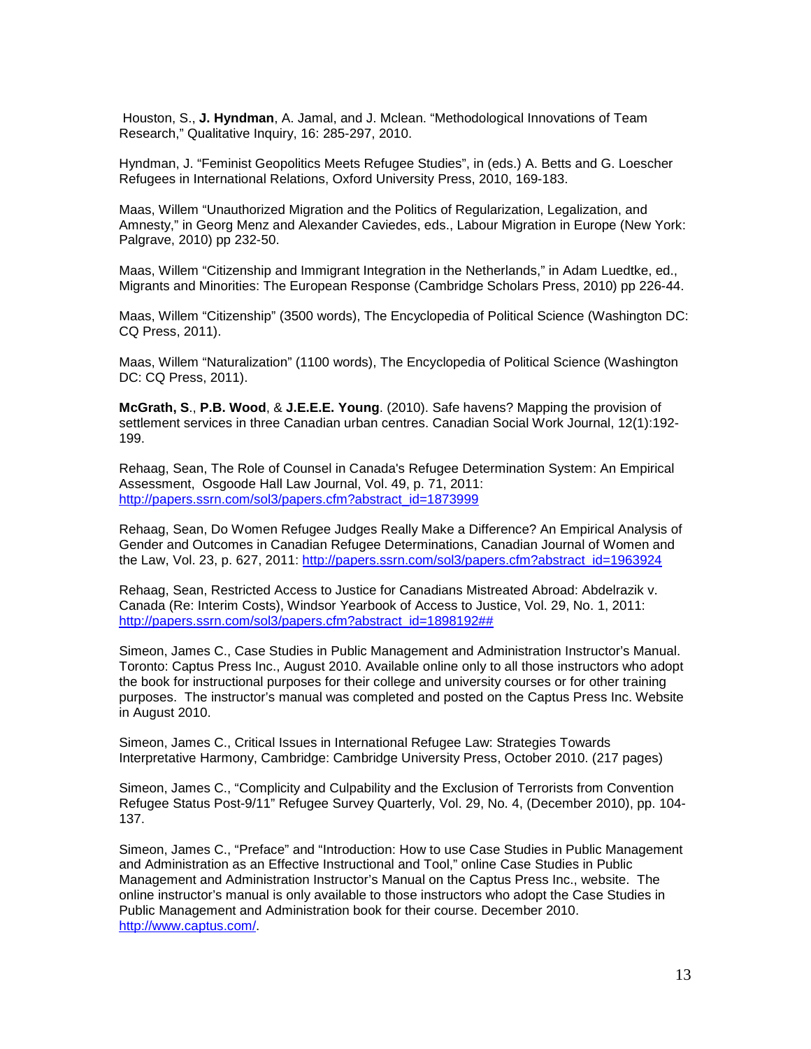Houston, S., **J. Hyndman**, A. Jamal, and J. Mclean. "Methodological Innovations of Team Research," Qualitative Inquiry, 16: 285-297, 2010.

Hyndman, J. "Feminist Geopolitics Meets Refugee Studies", in (eds.) A. Betts and G. Loescher Refugees in International Relations, Oxford University Press, 2010, 169-183.

Maas, Willem "Unauthorized Migration and the Politics of Regularization, Legalization, and Amnesty," in Georg Menz and Alexander Caviedes, eds., Labour Migration in Europe (New York: Palgrave, 2010) pp 232-50.

Maas, Willem "Citizenship and Immigrant Integration in the Netherlands," in Adam Luedtke, ed., Migrants and Minorities: The European Response (Cambridge Scholars Press, 2010) pp 226-44.

Maas, Willem "Citizenship" (3500 words), The Encyclopedia of Political Science (Washington DC: CQ Press, 2011).

Maas, Willem "Naturalization" (1100 words), The Encyclopedia of Political Science (Washington DC: CQ Press, 2011).

**McGrath, S**., **P.B. Wood**, & **J.E.E. Young**. (2010). Safe havens? Mapping the provision of settlement services in three Canadian urban centres. Canadian Social Work Journal, 12(1):192-199.

Rehaag, Sean, The Role of Counsel in Canada's Refugee Determination System: An Empirical Assessment, Osgoode Hall Law Journal, Vol. 49, p. 71, 2011: http://papers.ssrn.com/sol3/papers.cfm?abstract_id=1873999

Rehaag, Sean, Do Women Refugee Judges Really Make a Difference? An Empirical Analysis of Gender and Outcomes in Canadian Refugee Determinations, Canadian Journal of Women and the Law, Vol. 23, p. 627, 2011: http://papers.ssrn.com/sol3/papers.cfm?abstract_id=1963924

Rehaag, Sean, Restricted Access to Justice for Canadians Mistreated Abroad: Abdelrazik v. Canada (Re: Interim Costs), Windsor Yearbook of Access to Justice, Vol. 29, No. 1, 2011: http://papers.ssrn.com/sol3/papers.cfm?abstract_id=1898192##

Simeon, James C., Case Studies in Public Management and Administration Instructor's Manual. Toronto: Captus Press Inc., August 2010. Available online only to all those instructors who adopt the book for instructional purposes for their college and university courses or for other training purposes. The instructor's manual was completed and posted on the Captus Press Inc. Website in August 2010.

Simeon, James C., Critical Issues in International Refugee Law: Strategies Towards Interpretative Harmony, Cambridge: Cambridge University Press, October 2010. (217 pages)

Simeon, James C., "Complicity and Culpability and the Exclusion of Terrorists from Convention Refugee Status Post-9/11" Refugee Survey Quarterly, Vol. 29, No. 4, (December 2010), pp. 104-137.

Simeon, James C., "Preface" and "Introduction: How to use Case Studies in Public Management and Administration as an Effective Instructional and Tool," online Case Studies in Public Management and Administration Instructor's Manual on the Captus Press Inc., website. The online instructor's manual is only available to those instructors who adopt the Case Studies in Public Management and Administration book for their course. December 2010. http://www.captus.com/.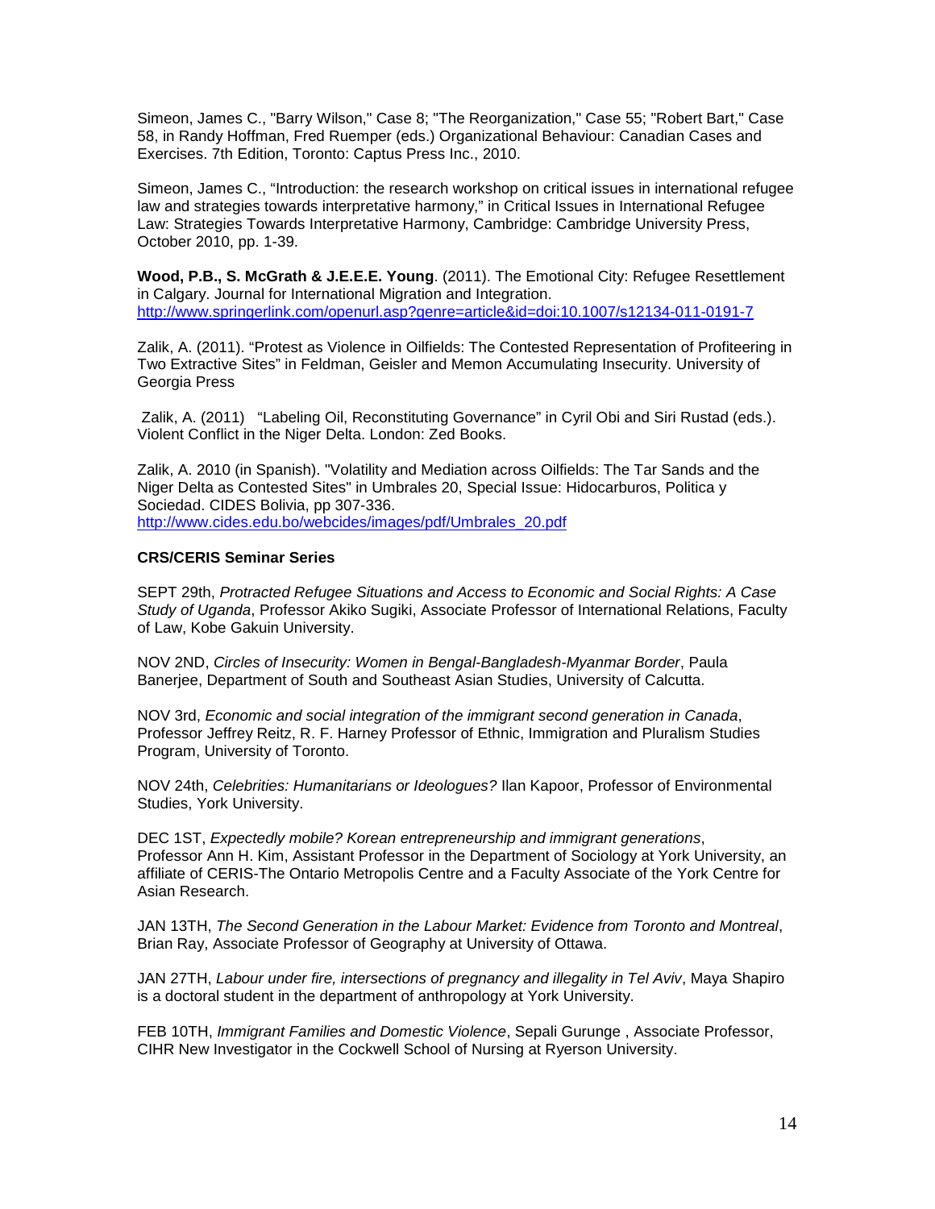Simeon, James C., "Barry Wilson," Case 8; "The Reorganization," Case 55; "Robert Bart," Case 58, in Randy Hoffman, Fred Ruemper (eds.) Organizational Behaviour: Canadian Cases and Exercises. 7th Edition, Toronto: Captus Press Inc., 2010.

Simeon, James C., "Introduction: the research workshop on critical issues in international refugee law and strategies towards interpretative harmony," in Critical Issues in International Refugee Law: Strategies Towards Interpretative Harmony, Cambridge: Cambridge University Press, October 2010, pp. 1-39.

**Wood, P.B., S. McGrath & J.E.E.E. Young**. (2011). The Emotional City: Refugee Resettlement in Calgary. Journal for International Migration and Integration. http://www.springerlink.com/openurl.asp?genre=article&id=doi:10.1007/s12134-011-0191-7

Zalik, A. (2011). "Protest as Violence in Oilfields: The Contested Representation of Profiteering in Two Extractive Sites" in Feldman, Geisler and Memon Accumulating Insecurity. University of Georgia Press

Zalik, A. (2011) "Labeling Oil, Reconstituting Governance" in Cyril Obi and Siri Rustad (eds.). Violent Conflict in the Niger Delta. London: Zed Books.

Zalik, A. 2010 (in Spanish). "Volatility and Mediation across Oilfields: The Tar Sands and the Niger Delta as Contested Sites" in Umbrales 20, Special Issue: Hidocarburos, Politica y Sociedad. CIDES Bolivia, pp 307-336. http://www.cides.edu.bo/webcides/images/pdf/Umbrales_20.pdf

**CRS/CERIS Seminar Series**

SEPT 29th, *Protracted Refugee Situations and Access to Economic and Social Rights: A Case Study of Uganda*, Professor Akiko Sugiki, Associate Professor of International Relations, Faculty of Law, Kobe Gakuin University.

NOV 2ND, *Circles of Insecurity: Women in Bengal-Bangladesh-Myanmar Border*, Paula Banerjee, Department of South and Southeast Asian Studies, University of Calcutta.

NOV 3rd, *Economic and social integration of the immigrant second generation in Canada*, Professor Jeffrey Reitz, R. F. Harney Professor of Ethnic, Immigration and Pluralism Studies Program, University of Toronto.

NOV 24th, *Celebrities: Humanitarians or Ideologues?* Ilan Kapoor, Professor of Environmental Studies, York University.

DEC 1ST, *Expectedly mobile? Korean entrepreneurship and immigrant generations*, Professor Ann H. Kim, Assistant Professor in the Department of Sociology at York University, an affiliate of CERIS-The Ontario Metropolis Centre and a Faculty Associate of the York Centre for Asian Research.

JAN 13TH, *The Second Generation in the Labour Market: Evidence from Toronto and Montreal*, Brian Ray, Associate Professor of Geography at University of Ottawa.

JAN 27TH, *Labour under fire, intersections of pregnancy and illegality in Tel Aviv*, Maya Shapiro is a doctoral student in the department of anthropology at York University.

FEB 10TH, *Immigrant Families and Domestic Violence*, Sepali Gurunge , Associate Professor, CIHR New Investigator in the Cockwell School of Nursing at Ryerson University.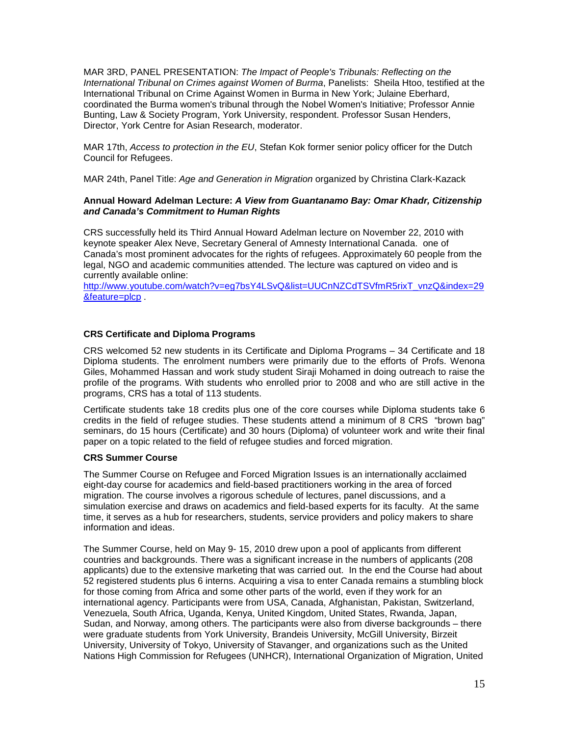MAR 3RD, PANEL PRESENTATION: *The Impact of People's Tribunals: Reflecting on the International Tribunal on Crimes against Women of Burma*, Panelists: Sheila Htoo, testified at the International Tribunal on Crime Against Women in Burma in New York; Julaine Eberhard, coordinated the Burma women's tribunal through the Nobel Women's Initiative; Professor Annie Bunting, Law & Society Program, York University, respondent. Professor Susan Henders, Director, York Centre for Asian Research, moderator.

MAR 17th, *Access to protection in the EU*, Stefan Kok former senior policy officer for the Dutch Council for Refugees.

MAR 24th, Panel Title: *Age and Generation in Migration* organized by Christina Clark-Kazack

**Annual Howard Adelman Lecture: *A View from Guantanamo Bay: Omar Khadr, Citizenship and Canada's Commitment to Human Rights***

CRS successfully held its Third Annual Howard Adelman lecture on November 22, 2010 with keynote speaker Alex Neve, Secretary General of Amnesty International Canada. one of Canada's most prominent advocates for the rights of refugees. Approximately 60 people from the legal, NGO and academic communities attended. The lecture was captured on video and is currently available online: http://www.youtube.com/watch?v=eg7bsY4LSvQ&list=UUCnNZCdTSVfmR5rixT_vnzQ&index=29&feature=plcp .

**CRS Certificate and Diploma Programs**

CRS welcomed 52 new students in its Certificate and Diploma Programs – 34 Certificate and 18 Diploma students. The enrolment numbers were primarily due to the efforts of Profs. Wenona Giles, Mohammed Hassan and work study student Siraji Mohamed in doing outreach to raise the profile of the programs. With students who enrolled prior to 2008 and who are still active in the programs, CRS has a total of 113 students.

Certificate students take 18 credits plus one of the core courses while Diploma students take 6 credits in the field of refugee studies. These students attend a minimum of 8 CRS "brown bag" seminars, do 15 hours (Certificate) and 30 hours (Diploma) of volunteer work and write their final paper on a topic related to the field of refugee studies and forced migration.

**CRS Summer Course**

The Summer Course on Refugee and Forced Migration Issues is an internationally acclaimed eight-day course for academics and field-based practitioners working in the area of forced migration. The course involves a rigorous schedule of lectures, panel discussions, and a simulation exercise and draws on academics and field-based experts for its faculty. At the same time, it serves as a hub for researchers, students, service providers and policy makers to share information and ideas.

The Summer Course, held on May 9- 15, 2010 drew upon a pool of applicants from different countries and backgrounds. There was a significant increase in the numbers of applicants (208 applicants) due to the extensive marketing that was carried out. In the end the Course had about 52 registered students plus 6 interns. Acquiring a visa to enter Canada remains a stumbling block for those coming from Africa and some other parts of the world, even if they work for an international agency. Participants were from USA, Canada, Afghanistan, Pakistan, Switzerland, Venezuela, South Africa, Uganda, Kenya, United Kingdom, United States, Rwanda, Japan, Sudan, and Norway, among others. The participants were also from diverse backgrounds – there were graduate students from York University, Brandeis University, McGill University, Birzeit University, University of Tokyo, University of Stavanger, and organizations such as the United Nations High Commission for Refugees (UNHCR), International Organization of Migration, United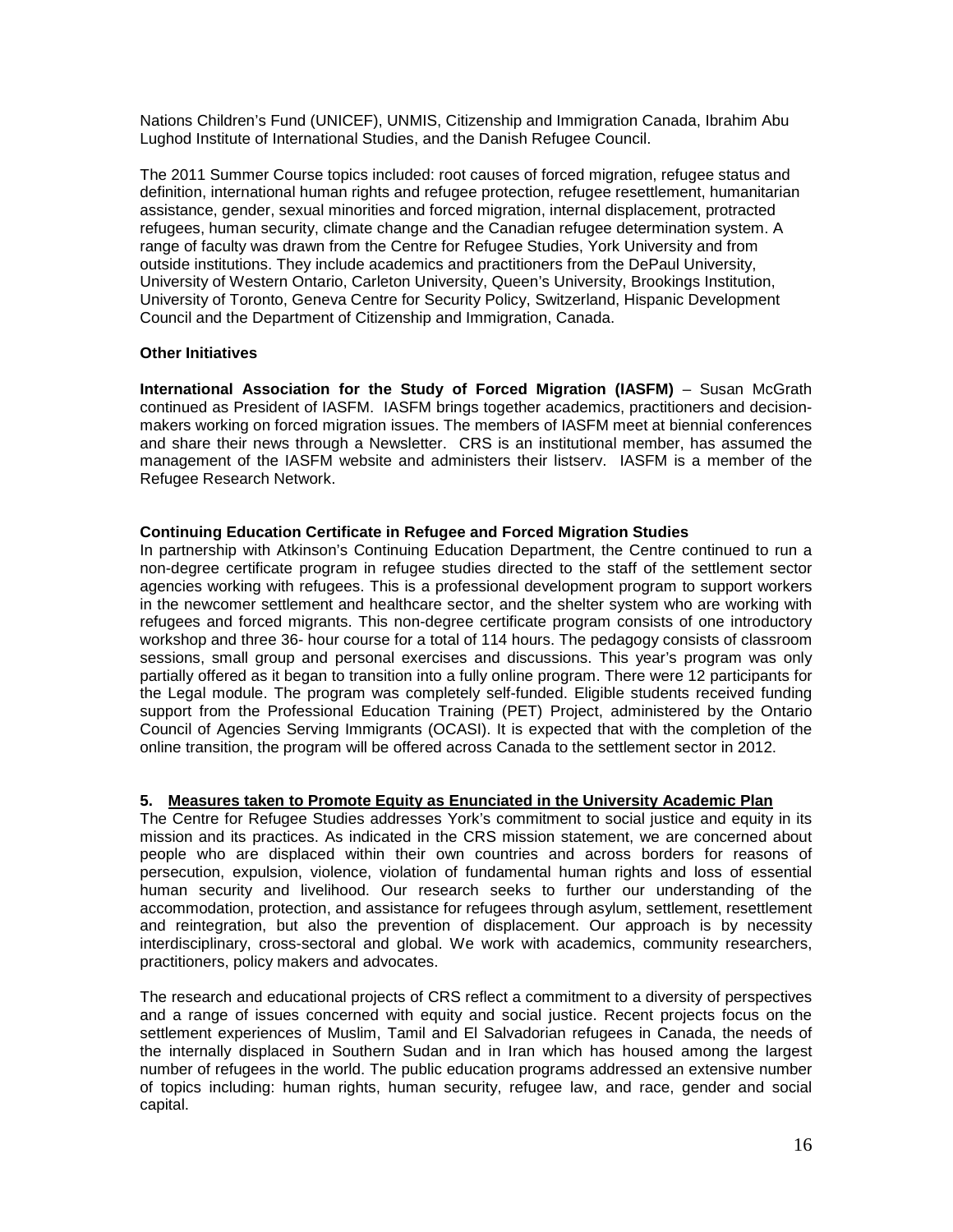Nations Children's Fund (UNICEF), UNMIS, Citizenship and Immigration Canada, Ibrahim Abu Lughod Institute of International Studies, and the Danish Refugee Council.

The 2011 Summer Course topics included: root causes of forced migration, refugee status and definition, international human rights and refugee protection, refugee resettlement, humanitarian assistance, gender, sexual minorities and forced migration, internal displacement, protracted refugees, human security, climate change and the Canadian refugee determination system. A range of faculty was drawn from the Centre for Refugee Studies, York University and from outside institutions. They include academics and practitioners from the DePaul University, University of Western Ontario, Carleton University, Queen's University, Brookings Institution, University of Toronto, Geneva Centre for Security Policy, Switzerland, Hispanic Development Council and the Department of Citizenship and Immigration, Canada.

**Other Initiatives**

**International Association for the Study of Forced Migration (IASFM)** – Susan McGrath continued as President of IASFM. IASFM brings together academics, practitioners and decision-makers working on forced migration issues. The members of IASFM meet at biennial conferences and share their news through a Newsletter. CRS is an institutional member, has assumed the management of the IASFM website and administers their listserv. IASFM is a member of the Refugee Research Network.

**Continuing Education Certificate in Refugee and Forced Migration Studies**

In partnership with Atkinson's Continuing Education Department, the Centre continued to run a non-degree certificate program in refugee studies directed to the staff of the settlement sector agencies working with refugees. This is a professional development program to support workers in the newcomer settlement and healthcare sector, and the shelter system who are working with refugees and forced migrants. This non-degree certificate program consists of one introductory workshop and three 36- hour course for a total of 114 hours. The pedagogy consists of classroom sessions, small group and personal exercises and discussions. This year's program was only partially offered as it began to transition into a fully online program. There were 12 participants for the Legal module. The program was completely self-funded. Eligible students received funding support from the Professional Education Training (PET) Project, administered by the Ontario Council of Agencies Serving Immigrants (OCASI). It is expected that with the completion of the online transition, the program will be offered across Canada to the settlement sector in 2012.

**5. <u>Measures taken to Promote Equity as Enunciated in the University Academic Plan</u>**

The Centre for Refugee Studies addresses York's commitment to social justice and equity in its mission and its practices. As indicated in the CRS mission statement, we are concerned about people who are displaced within their own countries and across borders for reasons of persecution, expulsion, violence, violation of fundamental human rights and loss of essential human security and livelihood. Our research seeks to further our understanding of the accommodation, protection, and assistance for refugees through asylum, settlement, resettlement and reintegration, but also the prevention of displacement. Our approach is by necessity interdisciplinary, cross-sectoral and global. We work with academics, community researchers, practitioners, policy makers and advocates.

The research and educational projects of CRS reflect a commitment to a diversity of perspectives and a range of issues concerned with equity and social justice. Recent projects focus on the settlement experiences of Muslim, Tamil and El Salvadorian refugees in Canada, the needs of the internally displaced in Southern Sudan and in Iran which has housed among the largest number of refugees in the world. The public education programs addressed an extensive number of topics including: human rights, human security, refugee law, and race, gender and social capital.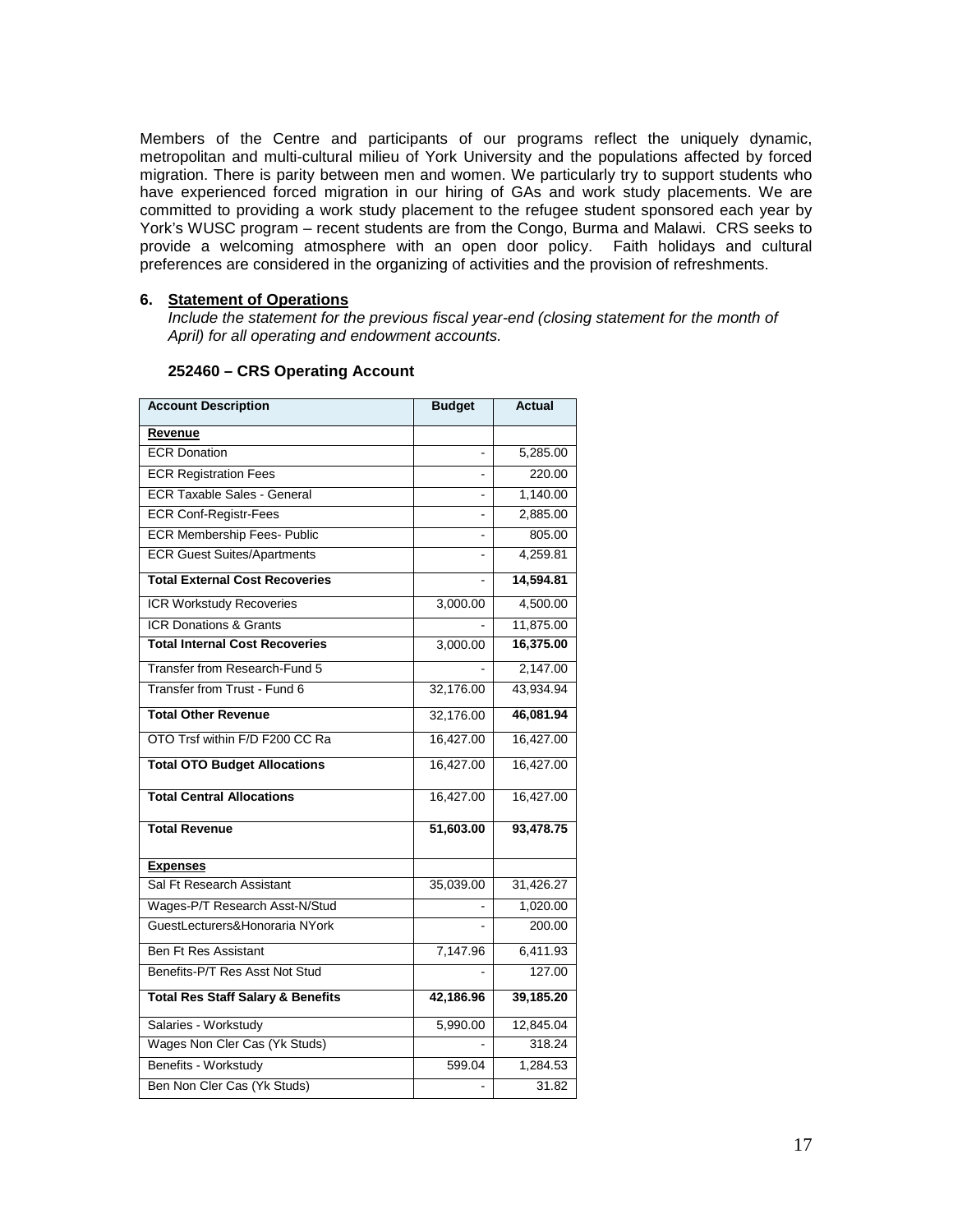Members of the Centre and participants of our programs reflect the uniquely dynamic, metropolitan and multi-cultural milieu of York University and the populations affected by forced migration. There is parity between men and women. We particularly try to support students who have experienced forced migration in our hiring of GAs and work study placements. We are committed to providing a work study placement to the refugee student sponsored each year by York's WUSC program – recent students are from the Congo, Burma and Malawi. CRS seeks to provide a welcoming atmosphere with an open door policy. Faith holidays and cultural preferences are considered in the organizing of activities and the provision of refreshments.

**6. Statement of Operations**

*Include the statement for the previous fiscal year-end (closing statement for the month of April) for all operating and endowment accounts.*

**252460 – CRS Operating Account**

| Account Description | Budget | Actual |
|---|---|---|
| **Revenue** | | |
| ECR Donation | - | 5,285.00 |
| ECR Registration Fees | - | 220.00 |
| ECR Taxable Sales - General | - | 1,140.00 |
| ECR Conf-Registr-Fees | - | 2,885.00 |
| ECR Membership Fees- Public | - | 805.00 |
| ECR Guest Suites/Apartments | - | 4,259.81 |
| **Total External Cost Recoveries** | - | **14,594.81** |
| ICR Workstudy Recoveries | 3,000.00 | 4,500.00 |
| ICR Donations & Grants | - | 11,875.00 |
| **Total Internal Cost Recoveries** | 3,000.00 | **16,375.00** |
| Transfer from Research-Fund 5 | - | 2,147.00 |
| Transfer from Trust - Fund 6 | 32,176.00 | 43,934.94 |
| **Total Other Revenue** | 32,176.00 | **46,081.94** |
| OTO Trsf within F/D F200 CC Ra | 16,427.00 | 16,427.00 |
| **Total OTO Budget Allocations** | 16,427.00 | 16,427.00 |
| **Total Central Allocations** | 16,427.00 | 16,427.00 |
| **Total Revenue** | **51,603.00** | **93,478.75** |
| **Expenses** | | |
| Sal Ft Research Assistant | 35,039.00 | 31,426.27 |
| Wages-P/T Research Asst-N/Stud | - | 1,020.00 |
| GuestLecturers&Honoraria NYork | - | 200.00 |
| Ben Ft Res Assistant | 7,147.96 | 6,411.93 |
| Benefits-P/T Res Asst Not Stud | - | 127.00 |
| **Total Res Staff Salary & Benefits** | **42,186.96** | **39,185.20** |
| Salaries - Workstudy | 5,990.00 | 12,845.04 |
| Wages Non Cler Cas (Yk Studs) | - | 318.24 |
| Benefits - Workstudy | 599.04 | 1,284.53 |
| Ben Non Cler Cas (Yk Studs) | - | 31.82 |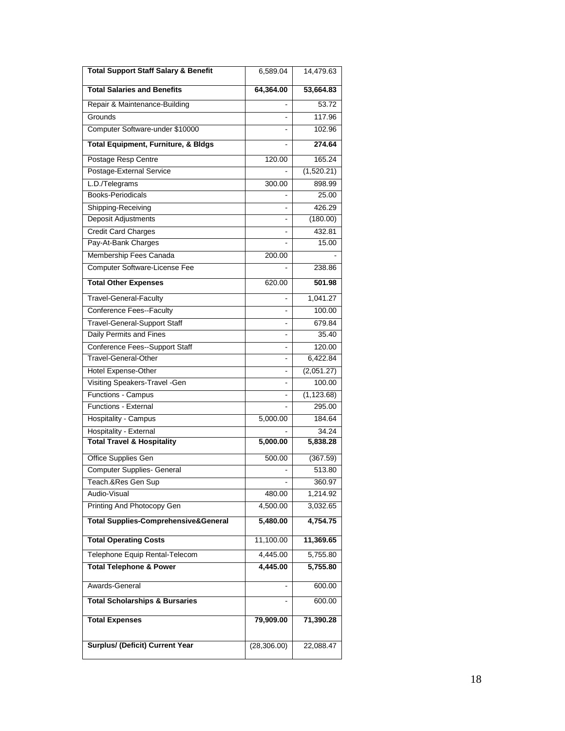| | | |
|---|---|---|
| **Total Support Staff Salary & Benefit** | 6,589.04 | 14,479.63 |
| **Total Salaries and Benefits** | **64,364.00** | **53,664.83** |
| Repair & Maintenance-Building | - | 53.72 |
| Grounds | - | 117.96 |
| Computer Software-under $10000 | - | 102.96 |
| **Total Equipment, Furniture, & Bldgs** | - | **274.64** |
| Postage Resp Centre | 120.00 | 165.24 |
| Postage-External Service | - | (1,520.21) |
| L.D./Telegrams | 300.00 | 898.99 |
| Books-Periodicals | - | 25.00 |
| Shipping-Receiving | - | 426.29 |
| Deposit Adjustments | - | (180.00) |
| Credit Card Charges | - | 432.81 |
| Pay-At-Bank Charges | - | 15.00 |
| Membership Fees Canada | 200.00 | - |
| Computer Software-License Fee | - | 238.86 |
| **Total Other Expenses** | 620.00 | **501.98** |
| Travel-General-Faculty | - | 1,041.27 |
| Conference Fees--Faculty | - | 100.00 |
| Travel-General-Support Staff | - | 679.84 |
| Daily Permits and Fines | - | 35.40 |
| Conference Fees--Support Staff | - | 120.00 |
| Travel-General-Other | - | 6,422.84 |
| Hotel Expense-Other | - | (2,051.27) |
| Visiting Speakers-Travel -Gen | - | 100.00 |
| Functions - Campus | - | (1,123.68) |
| Functions - External | - | 295.00 |
| Hospitality - Campus | 5,000.00 | 184.64 |
| Hospitality - External | - | 34.24 |
| **Total Travel & Hospitality** | **5,000.00** | **5,838.28** |
| Office Supplies Gen | 500.00 | (367.59) |
| Computer Supplies- General | - | 513.80 |
| Teach.&Res Gen Sup | - | 360.97 |
| Audio-Visual | 480.00 | 1,214.92 |
| Printing And Photocopy Gen | 4,500.00 | 3,032.65 |
| **Total Supplies-Comprehensive&General** | **5,480.00** | **4,754.75** |
| **Total Operating Costs** | 11,100.00 | **11,369.65** |
| Telephone Equip Rental-Telecom | 4,445.00 | 5,755.80 |
| **Total Telephone & Power** | **4,445.00** | **5,755.80** |
| Awards-General | - | 600.00 |
| **Total Scholarships & Bursaries** | - | 600.00 |
| **Total Expenses** | **79,909.00** | **71,390.28** |
| **Surplus/ (Deficit) Current Year** | (28,306.00) | 22,088.47 |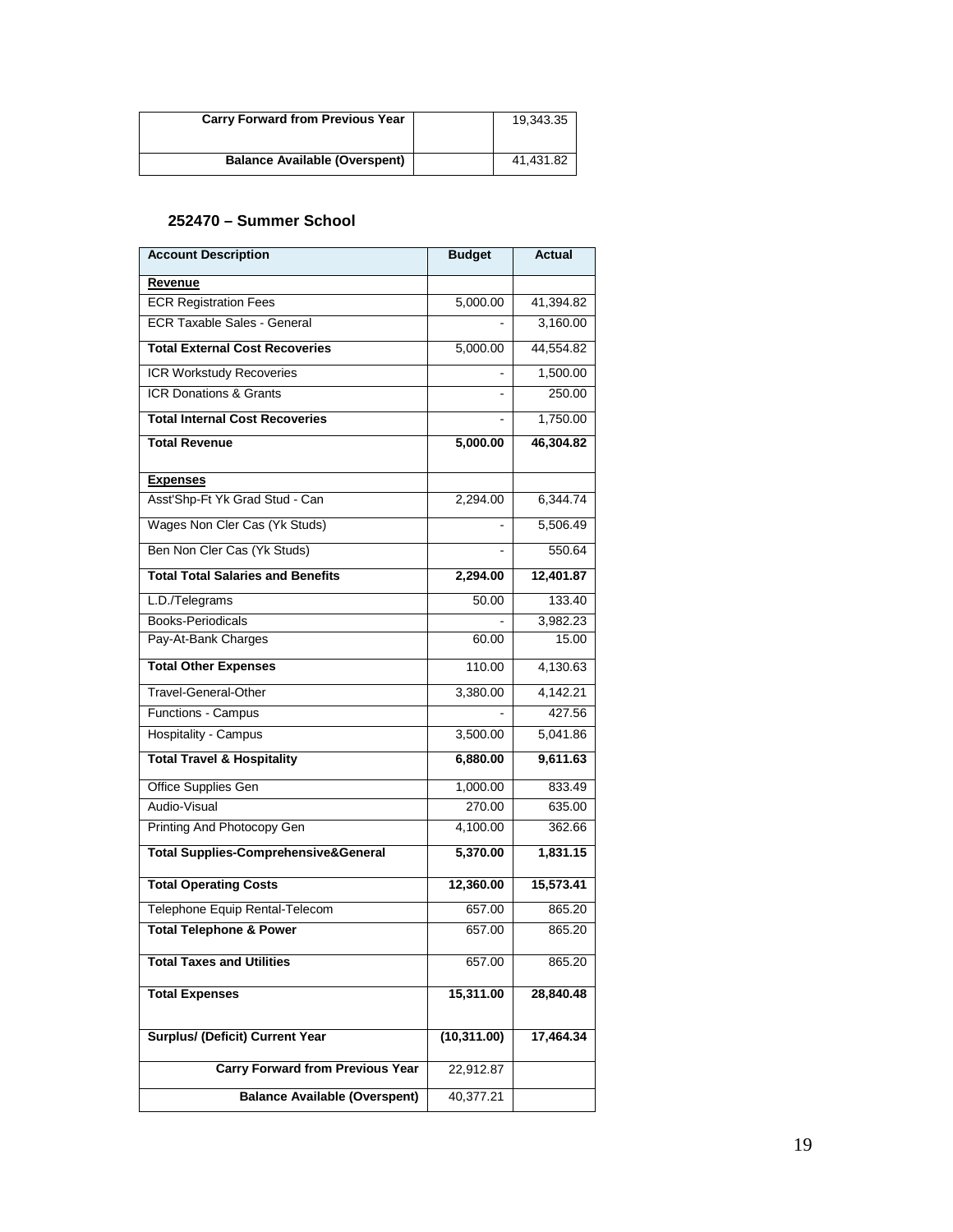| Carry Forward from Previous Year | | 19,343.35 |
|---|---|---|
| Balance Available (Overspent) | | 41,431.82 |

### 252470 – Summer School

| Account Description | Budget | Actual |
|---|---|---|
| **Revenue** | | |
| ECR Registration Fees | 5,000.00 | 41,394.82 |
| ECR Taxable Sales - General | - | 3,160.00 |
| **Total External Cost Recoveries** | 5,000.00 | 44,554.82 |
| ICR Workstudy Recoveries | - | 1,500.00 |
| ICR Donations & Grants | - | 250.00 |
| **Total Internal Cost Recoveries** | - | 1,750.00 |
| **Total Revenue** | **5,000.00** | **46,304.82** |
| **Expenses** | | |
| Asst'Shp-Ft Yk Grad Stud - Can | 2,294.00 | 6,344.74 |
| Wages Non Cler Cas (Yk Studs) | - | 5,506.49 |
| Ben Non Cler Cas (Yk Studs) | - | 550.64 |
| **Total Total Salaries and Benefits** | **2,294.00** | **12,401.87** |
| L.D./Telegrams | 50.00 | 133.40 |
| Books-Periodicals | - | 3,982.23 |
| Pay-At-Bank Charges | 60.00 | 15.00 |
| **Total Other Expenses** | 110.00 | 4,130.63 |
| Travel-General-Other | 3,380.00 | 4,142.21 |
| Functions - Campus | - | 427.56 |
| Hospitality - Campus | 3,500.00 | 5,041.86 |
| **Total Travel & Hospitality** | **6,880.00** | **9,611.63** |
| Office Supplies Gen | 1,000.00 | 833.49 |
| Audio-Visual | 270.00 | 635.00 |
| Printing And Photocopy Gen | 4,100.00 | 362.66 |
| **Total Supplies-Comprehensive&General** | **5,370.00** | **1,831.15** |
| **Total Operating Costs** | **12,360.00** | **15,573.41** |
| Telephone Equip Rental-Telecom | 657.00 | 865.20 |
| **Total Telephone & Power** | 657.00 | 865.20 |
| **Total Taxes and Utilities** | 657.00 | 865.20 |
| **Total Expenses** | **15,311.00** | **28,840.48** |
| **Surplus/ (Deficit) Current Year** | **(10,311.00)** | **17,464.34** |
| **Carry Forward from Previous Year** | 22,912.87 | |
| **Balance Available (Overspent)** | 40,377.21 | |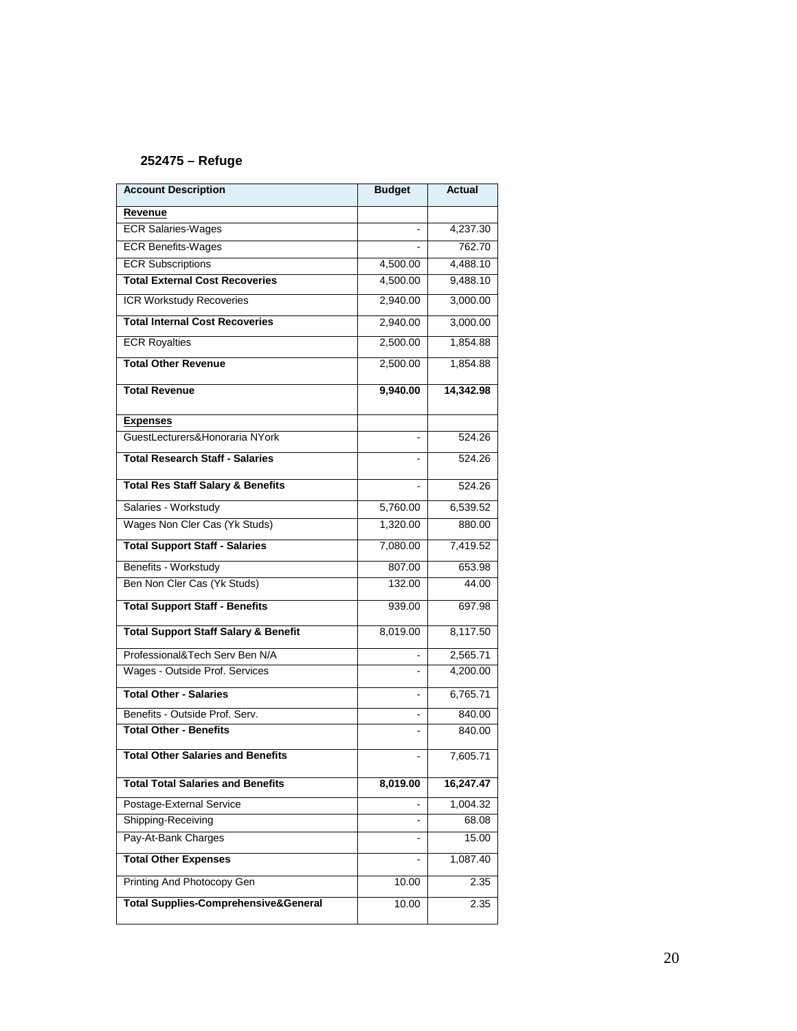**252475 – Refuge**

| Account Description | Budget | Actual |
|---|---|---|
| **Revenue** | | |
| ECR Salaries-Wages | - | 4,237.30 |
| ECR Benefits-Wages | - | 762.70 |
| ECR Subscriptions | 4,500.00 | 4,488.10 |
| **Total External Cost Recoveries** | 4,500.00 | 9,488.10 |
| ICR Workstudy Recoveries | 2,940.00 | 3,000.00 |
| **Total Internal Cost Recoveries** | 2,940.00 | 3,000.00 |
| ECR Royalties | 2,500.00 | 1,854.88 |
| **Total Other Revenue** | 2,500.00 | 1,854.88 |
| **Total Revenue** | **9,940.00** | **14,342.98** |
| **Expenses** | | |
| GuestLecturers&Honoraria NYork | - | 524.26 |
| **Total Research Staff - Salaries** | - | 524.26 |
| **Total Res Staff Salary & Benefits** | - | 524.26 |
| Salaries - Workstudy | 5,760.00 | 6,539.52 |
| Wages Non Cler Cas (Yk Studs) | 1,320.00 | 880.00 |
| **Total Support Staff - Salaries** | 7,080.00 | 7,419.52 |
| Benefits - Workstudy | 807.00 | 653.98 |
| Ben Non Cler Cas (Yk Studs) | 132.00 | 44.00 |
| **Total Support Staff - Benefits** | 939.00 | 697.98 |
| **Total Support Staff Salary & Benefit** | 8,019.00 | 8,117.50 |
| Professional&Tech Serv Ben N/A | - | 2,565.71 |
| Wages - Outside Prof. Services | - | 4,200.00 |
| **Total Other - Salaries** | - | 6,765.71 |
| Benefits - Outside Prof. Serv. | - | 840.00 |
| **Total Other - Benefits** | - | 840.00 |
| **Total Other Salaries and Benefits** | - | 7,605.71 |
| **Total Total Salaries and Benefits** | **8,019.00** | **16,247.47** |
| Postage-External Service | - | 1,004.32 |
| Shipping-Receiving | - | 68.08 |
| Pay-At-Bank Charges | - | 15.00 |
| **Total Other Expenses** | - | 1,087.40 |
| Printing And Photocopy Gen | 10.00 | 2.35 |
| **Total Supplies-Comprehensive&General** | 10.00 | 2.35 |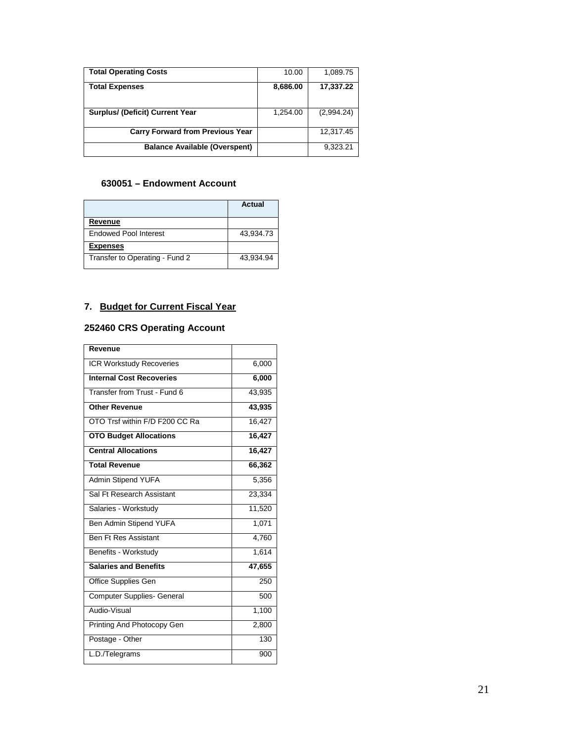| Total Operating Costs | 10.00 | 1,089.75 |
|---|---|---|
| **Total Expenses** | **8,686.00** | **17,337.22** |
| **Surplus/ (Deficit) Current Year** | 1,254.00 | (2,994.24) |
| **Carry Forward from Previous Year** | | 12,317.45 |
| **Balance Available (Overspent)** | | 9,323.21 |

### 630051 – Endowment Account

| | Actual |
|---|---|
| **Revenue** | |
| Endowed Pool Interest | 43,934.73 |
| **Expenses** | |
| Transfer to Operating - Fund 2 | 43,934.94 |

## 7. Budget for Current Fiscal Year

### 252460 CRS Operating Account

| Revenue | |
|---|---|
| ICR Workstudy Recoveries | 6,000 |
| **Internal Cost Recoveries** | **6,000** |
| Transfer from Trust - Fund 6 | 43,935 |
| **Other Revenue** | **43,935** |
| OTO Trsf within F/D F200 CC Ra | 16,427 |
| **OTO Budget Allocations** | **16,427** |
| **Central Allocations** | **16,427** |
| **Total Revenue** | **66,362** |
| Admin Stipend YUFA | 5,356 |
| Sal Ft Research Assistant | 23,334 |
| Salaries - Workstudy | 11,520 |
| Ben Admin Stipend YUFA | 1,071 |
| Ben Ft Res Assistant | 4,760 |
| Benefits - Workstudy | 1,614 |
| **Salaries and Benefits** | **47,655** |
| Office Supplies Gen | 250 |
| Computer Supplies- General | 500 |
| Audio-Visual | 1,100 |
| Printing And Photocopy Gen | 2,800 |
| Postage - Other | 130 |
| L.D./Telegrams | 900 |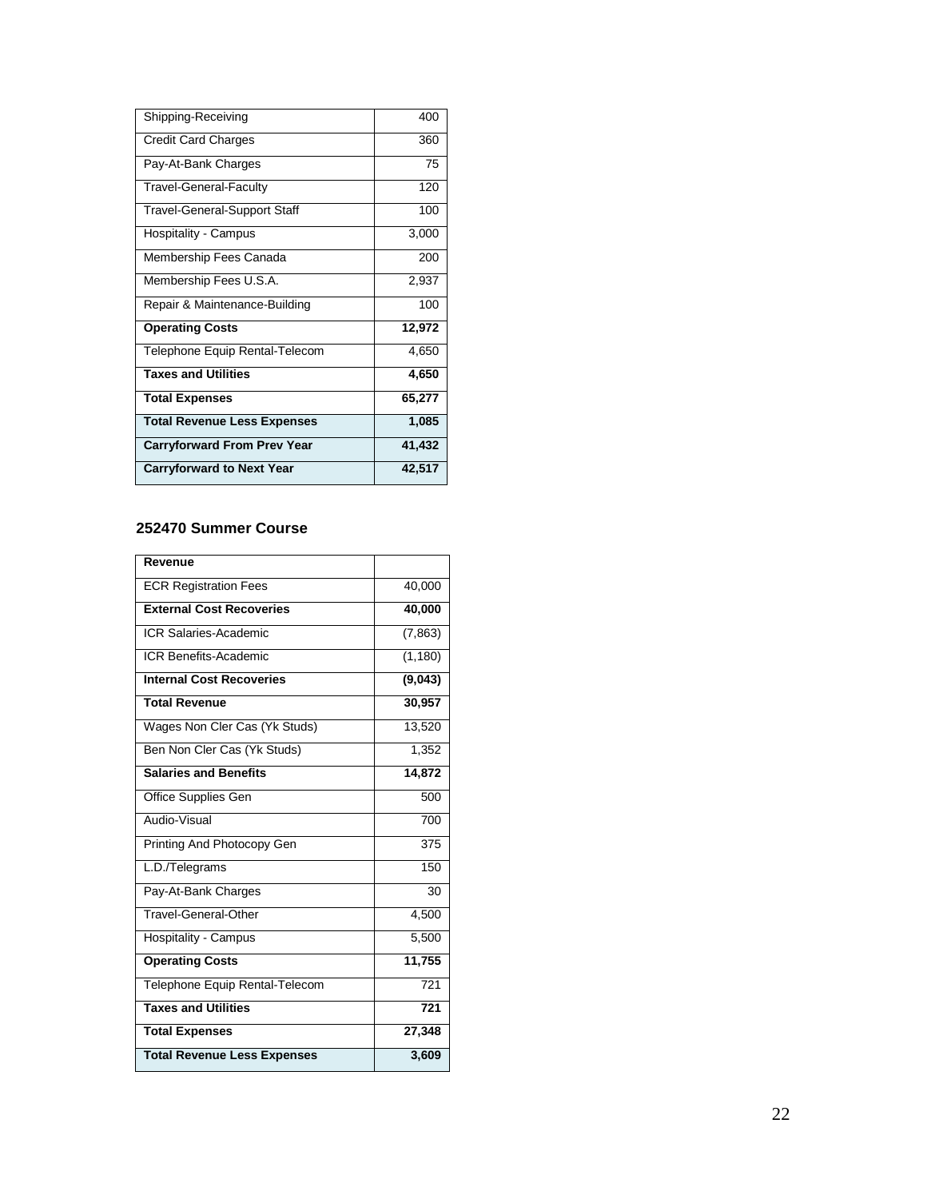| Shipping-Receiving | 400 |
|---|---|
| Credit Card Charges | 360 |
| Pay-At-Bank Charges | 75 |
| Travel-General-Faculty | 120 |
| Travel-General-Support Staff | 100 |
| Hospitality - Campus | 3,000 |
| Membership Fees Canada | 200 |
| Membership Fees U.S.A. | 2,937 |
| Repair & Maintenance-Building | 100 |
| **Operating Costs** | **12,972** |
| Telephone Equip Rental-Telecom | 4,650 |
| **Taxes and Utilities** | **4,650** |
| **Total Expenses** | **65,277** |
| **Total Revenue Less Expenses** | **1,085** |
| **Carryforward From Prev Year** | **41,432** |
| **Carryforward to Next Year** | **42,517** |

### 252470 Summer Course

| **Revenue** | |
|---|---|
| ECR Registration Fees | 40,000 |
| **External Cost Recoveries** | **40,000** |
| ICR Salaries-Academic | (7,863) |
| ICR Benefits-Academic | (1,180) |
| **Internal Cost Recoveries** | **(9,043)** |
| **Total Revenue** | **30,957** |
| Wages Non Cler Cas (Yk Studs) | 13,520 |
| Ben Non Cler Cas (Yk Studs) | 1,352 |
| **Salaries and Benefits** | **14,872** |
| Office Supplies Gen | 500 |
| Audio-Visual | 700 |
| Printing And Photocopy Gen | 375 |
| L.D./Telegrams | 150 |
| Pay-At-Bank Charges | 30 |
| Travel-General-Other | 4,500 |
| Hospitality - Campus | 5,500 |
| **Operating Costs** | **11,755** |
| Telephone Equip Rental-Telecom | 721 |
| **Taxes and Utilities** | **721** |
| **Total Expenses** | **27,348** |
| **Total Revenue Less Expenses** | **3,609** |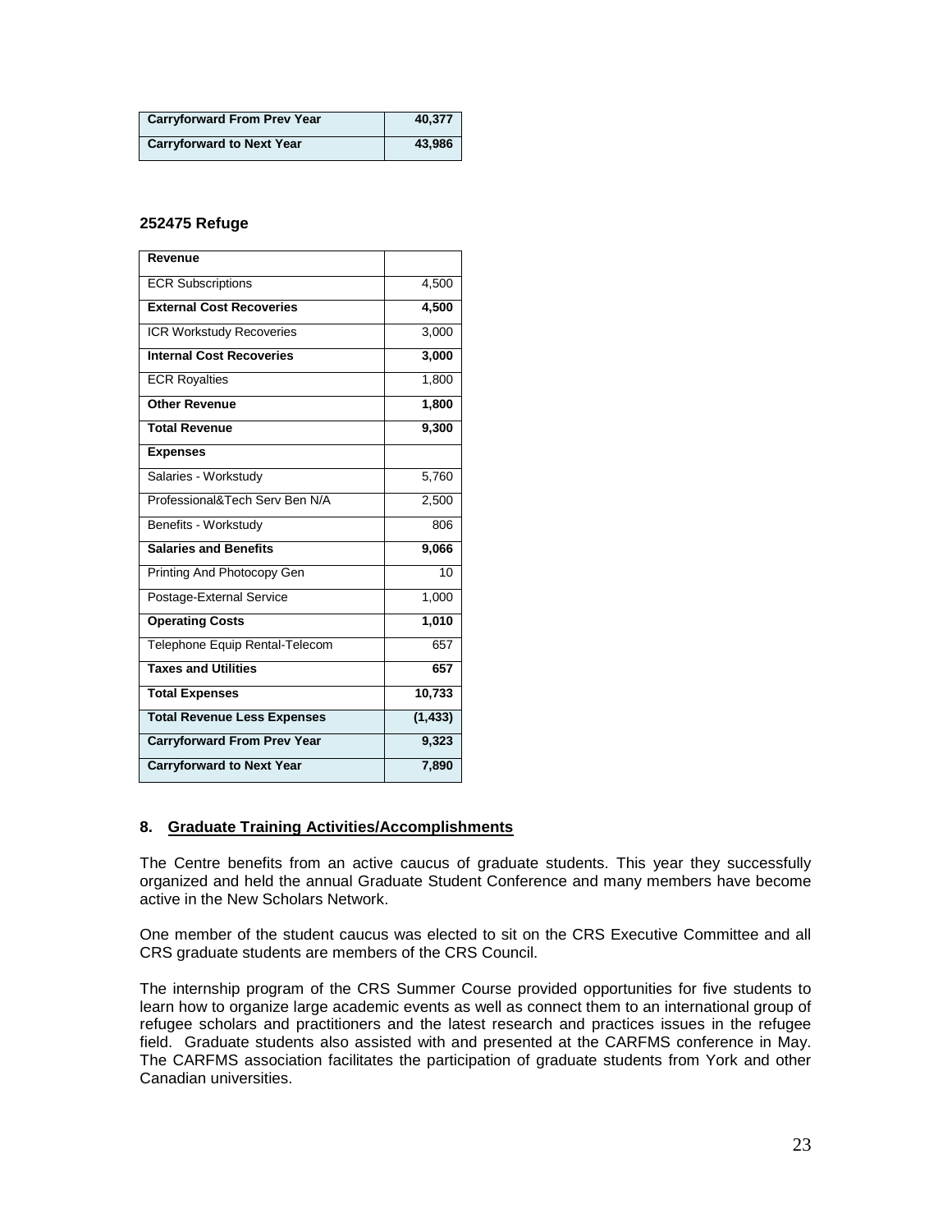| Carryforward From Prev Year | 40,377 |
| --- | --- |
| **Carryforward to Next Year** | **43,986** |

**252475 Refuge**

| **Revenue** | |
| --- | --- |
| ECR Subscriptions | 4,500 |
| **External Cost Recoveries** | **4,500** |
| ICR Workstudy Recoveries | 3,000 |
| **Internal Cost Recoveries** | **3,000** |
| ECR Royalties | 1,800 |
| **Other Revenue** | **1,800** |
| **Total Revenue** | **9,300** |
| **Expenses** | |
| Salaries - Workstudy | 5,760 |
| Professional&Tech Serv Ben N/A | 2,500 |
| Benefits - Workstudy | 806 |
| **Salaries and Benefits** | **9,066** |
| Printing And Photocopy Gen | 10 |
| Postage-External Service | 1,000 |
| **Operating Costs** | **1,010** |
| Telephone Equip Rental-Telecom | 657 |
| **Taxes and Utilities** | **657** |
| **Total Expenses** | **10,733** |
| **Total Revenue Less Expenses** | **(1,433)** |
| **Carryforward From Prev Year** | **9,323** |
| **Carryforward to Next Year** | **7,890** |

## 8. Graduate Training Activities/Accomplishments

The Centre benefits from an active caucus of graduate students. This year they successfully organized and held the annual Graduate Student Conference and many members have become active in the New Scholars Network.

One member of the student caucus was elected to sit on the CRS Executive Committee and all CRS graduate students are members of the CRS Council.

The internship program of the CRS Summer Course provided opportunities for five students to learn how to organize large academic events as well as connect them to an international group of refugee scholars and practitioners and the latest research and practices issues in the refugee field. Graduate students also assisted with and presented at the CARFMS conference in May. The CARFMS association facilitates the participation of graduate students from York and other Canadian universities.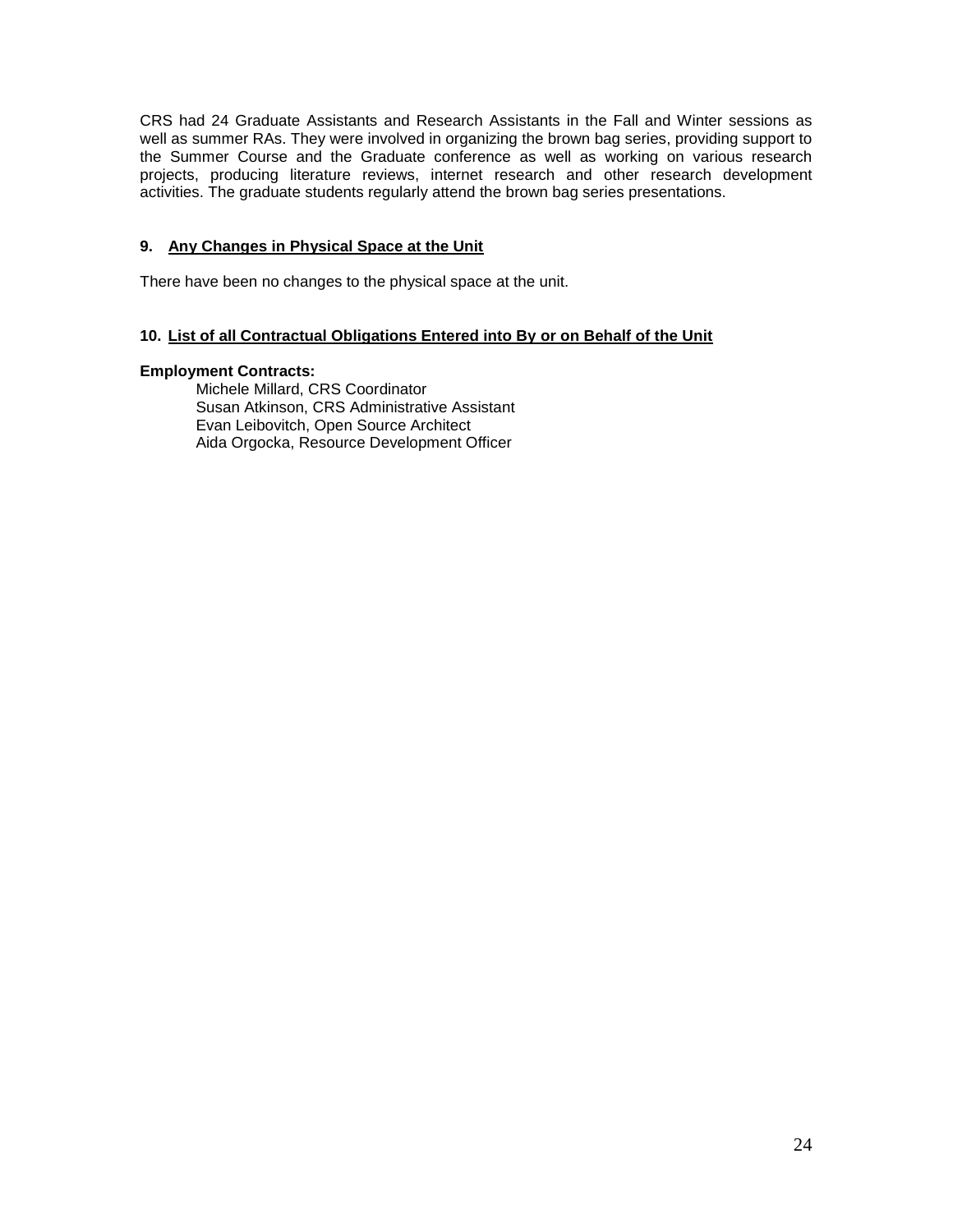CRS had 24 Graduate Assistants and Research Assistants in the Fall and Winter sessions as well as summer RAs. They were involved in organizing the brown bag series, providing support to the Summer Course and the Graduate conference as well as working on various research projects, producing literature reviews, internet research and other research development activities. The graduate students regularly attend the brown bag series presentations.

### 9. Any Changes in Physical Space at the Unit

There have been no changes to the physical space at the unit.

### 10. List of all Contractual Obligations Entered into By or on Behalf of the Unit

**Employment Contracts:**

Michele Millard, CRS Coordinator
Susan Atkinson, CRS Administrative Assistant
Evan Leibovitch, Open Source Architect
Aida Orgocka, Resource Development Officer